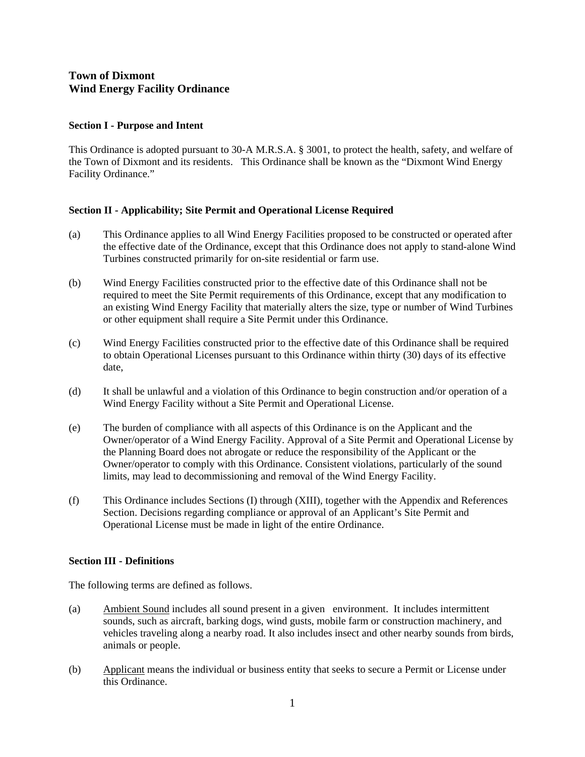# Town of Dixmont
# Wind Energy Facility Ordinance

## Section I - Purpose and Intent

This Ordinance is adopted pursuant to 30-A M.R.S.A. § 3001, to protect the health, safety, and welfare of the Town of Dixmont and its residents. This Ordinance shall be known as the "Dixmont Wind Energy Facility Ordinance."

## Section II - Applicability; Site Permit and Operational License Required

(a) This Ordinance applies to all Wind Energy Facilities proposed to be constructed or operated after the effective date of the Ordinance, except that this Ordinance does not apply to stand-alone Wind Turbines constructed primarily for on-site residential or farm use.

(b) Wind Energy Facilities constructed prior to the effective date of this Ordinance shall not be required to meet the Site Permit requirements of this Ordinance, except that any modification to an existing Wind Energy Facility that materially alters the size, type or number of Wind Turbines or other equipment shall require a Site Permit under this Ordinance.

(c) Wind Energy Facilities constructed prior to the effective date of this Ordinance shall be required to obtain Operational Licenses pursuant to this Ordinance within thirty (30) days of its effective date,

(d) It shall be unlawful and a violation of this Ordinance to begin construction and/or operation of a Wind Energy Facility without a Site Permit and Operational License.

(e) The burden of compliance with all aspects of this Ordinance is on the Applicant and the Owner/operator of a Wind Energy Facility. Approval of a Site Permit and Operational License by the Planning Board does not abrogate or reduce the responsibility of the Applicant or the Owner/operator to comply with this Ordinance. Consistent violations, particularly of the sound limits, may lead to decommissioning and removal of the Wind Energy Facility.

(f) This Ordinance includes Sections (I) through (XIII), together with the Appendix and References Section. Decisions regarding compliance or approval of an Applicant's Site Permit and Operational License must be made in light of the entire Ordinance.

## Section III - Definitions

The following terms are defined as follows.

(a) Ambient Sound includes all sound present in a given environment. It includes intermittent sounds, such as aircraft, barking dogs, wind gusts, mobile farm or construction machinery, and vehicles traveling along a nearby road. It also includes insect and other nearby sounds from birds, animals or people.

(b) Applicant means the individual or business entity that seeks to secure a Permit or License under this Ordinance.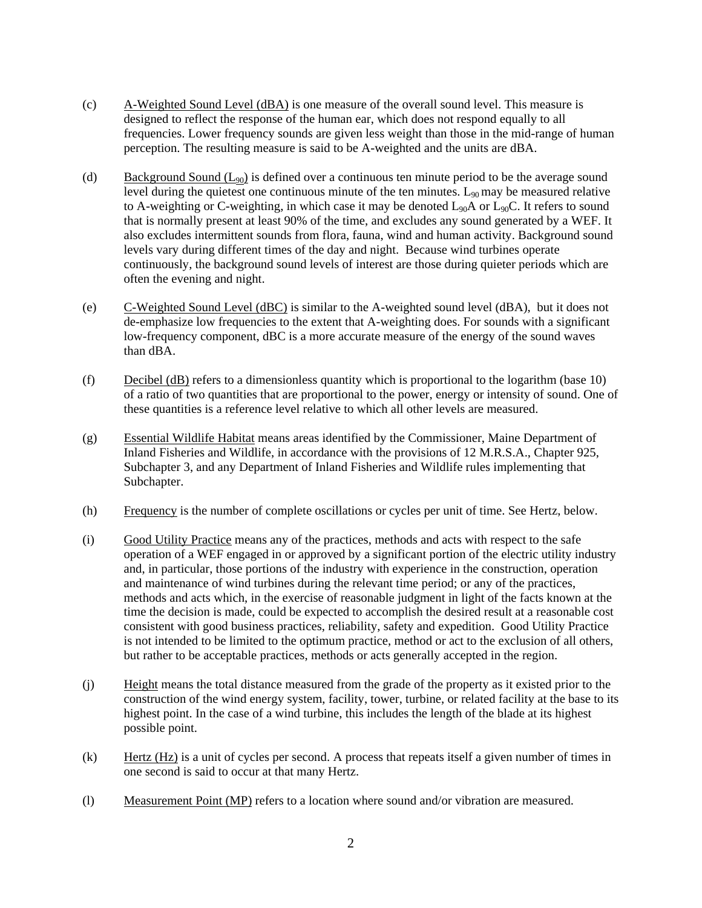(c) A-Weighted Sound Level (dBA) is one measure of the overall sound level. This measure is designed to reflect the response of the human ear, which does not respond equally to all frequencies. Lower frequency sounds are given less weight than those in the mid-range of human perception. The resulting measure is said to be A-weighted and the units are dBA.

(d) Background Sound ($L_{90}$) is defined over a continuous ten minute period to be the average sound level during the quietest one continuous minute of the ten minutes. $L_{90}$ may be measured relative to A-weighting or C-weighting, in which case it may be denoted $L_{90}$A or $L_{90}$C. It refers to sound that is normally present at least 90% of the time, and excludes any sound generated by a WEF. It also excludes intermittent sounds from flora, fauna, wind and human activity. Background sound levels vary during different times of the day and night. Because wind turbines operate continuously, the background sound levels of interest are those during quieter periods which are often the evening and night.

(e) C-Weighted Sound Level (dBC) is similar to the A-weighted sound level (dBA), but it does not de-emphasize low frequencies to the extent that A-weighting does. For sounds with a significant low-frequency component, dBC is a more accurate measure of the energy of the sound waves than dBA.

(f) Decibel (dB) refers to a dimensionless quantity which is proportional to the logarithm (base 10) of a ratio of two quantities that are proportional to the power, energy or intensity of sound. One of these quantities is a reference level relative to which all other levels are measured.

(g) Essential Wildlife Habitat means areas identified by the Commissioner, Maine Department of Inland Fisheries and Wildlife, in accordance with the provisions of 12 M.R.S.A., Chapter 925, Subchapter 3, and any Department of Inland Fisheries and Wildlife rules implementing that Subchapter.

(h) Frequency is the number of complete oscillations or cycles per unit of time. See Hertz, below.

(i) Good Utility Practice means any of the practices, methods and acts with respect to the safe operation of a WEF engaged in or approved by a significant portion of the electric utility industry and, in particular, those portions of the industry with experience in the construction, operation and maintenance of wind turbines during the relevant time period; or any of the practices, methods and acts which, in the exercise of reasonable judgment in light of the facts known at the time the decision is made, could be expected to accomplish the desired result at a reasonable cost consistent with good business practices, reliability, safety and expedition. Good Utility Practice is not intended to be limited to the optimum practice, method or act to the exclusion of all others, but rather to be acceptable practices, methods or acts generally accepted in the region.

(j) Height means the total distance measured from the grade of the property as it existed prior to the construction of the wind energy system, facility, tower, turbine, or related facility at the base to its highest point. In the case of a wind turbine, this includes the length of the blade at its highest possible point.

(k) Hertz (Hz) is a unit of cycles per second. A process that repeats itself a given number of times in one second is said to occur at that many Hertz.

(l) Measurement Point (MP) refers to a location where sound and/or vibration are measured.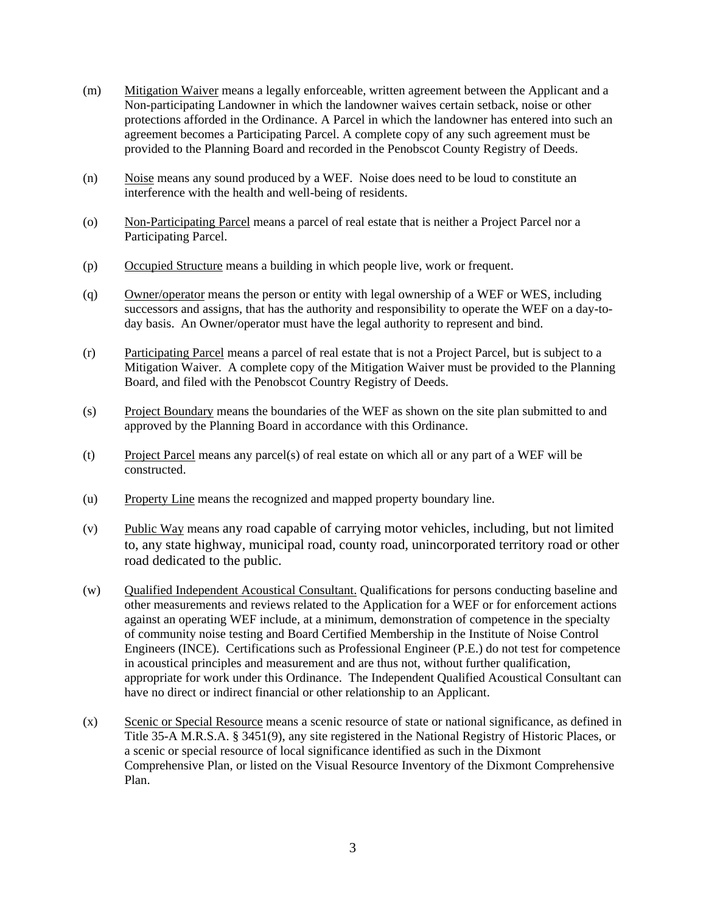(m) Mitigation Waiver means a legally enforceable, written agreement between the Applicant and a Non-participating Landowner in which the landowner waives certain setback, noise or other protections afforded in the Ordinance. A Parcel in which the landowner has entered into such an agreement becomes a Participating Parcel. A complete copy of any such agreement must be provided to the Planning Board and recorded in the Penobscot County Registry of Deeds.

(n) Noise means any sound produced by a WEF. Noise does need to be loud to constitute an interference with the health and well-being of residents.

(o) Non-Participating Parcel means a parcel of real estate that is neither a Project Parcel nor a Participating Parcel.

(p) Occupied Structure means a building in which people live, work or frequent.

(q) Owner/operator means the person or entity with legal ownership of a WEF or WES, including successors and assigns, that has the authority and responsibility to operate the WEF on a day-to-day basis. An Owner/operator must have the legal authority to represent and bind.

(r) Participating Parcel means a parcel of real estate that is not a Project Parcel, but is subject to a Mitigation Waiver. A complete copy of the Mitigation Waiver must be provided to the Planning Board, and filed with the Penobscot Country Registry of Deeds.

(s) Project Boundary means the boundaries of the WEF as shown on the site plan submitted to and approved by the Planning Board in accordance with this Ordinance.

(t) Project Parcel means any parcel(s) of real estate on which all or any part of a WEF will be constructed.

(u) Property Line means the recognized and mapped property boundary line.

(v) Public Way means any road capable of carrying motor vehicles, including, but not limited to, any state highway, municipal road, county road, unincorporated territory road or other road dedicated to the public.

(w) Qualified Independent Acoustical Consultant. Qualifications for persons conducting baseline and other measurements and reviews related to the Application for a WEF or for enforcement actions against an operating WEF include, at a minimum, demonstration of competence in the specialty of community noise testing and Board Certified Membership in the Institute of Noise Control Engineers (INCE). Certifications such as Professional Engineer (P.E.) do not test for competence in acoustical principles and measurement and are thus not, without further qualification, appropriate for work under this Ordinance. The Independent Qualified Acoustical Consultant can have no direct or indirect financial or other relationship to an Applicant.

(x) Scenic or Special Resource means a scenic resource of state or national significance, as defined in Title 35-A M.R.S.A. § 3451(9), any site registered in the National Registry of Historic Places, or a scenic or special resource of local significance identified as such in the Dixmont Comprehensive Plan, or listed on the Visual Resource Inventory of the Dixmont Comprehensive Plan.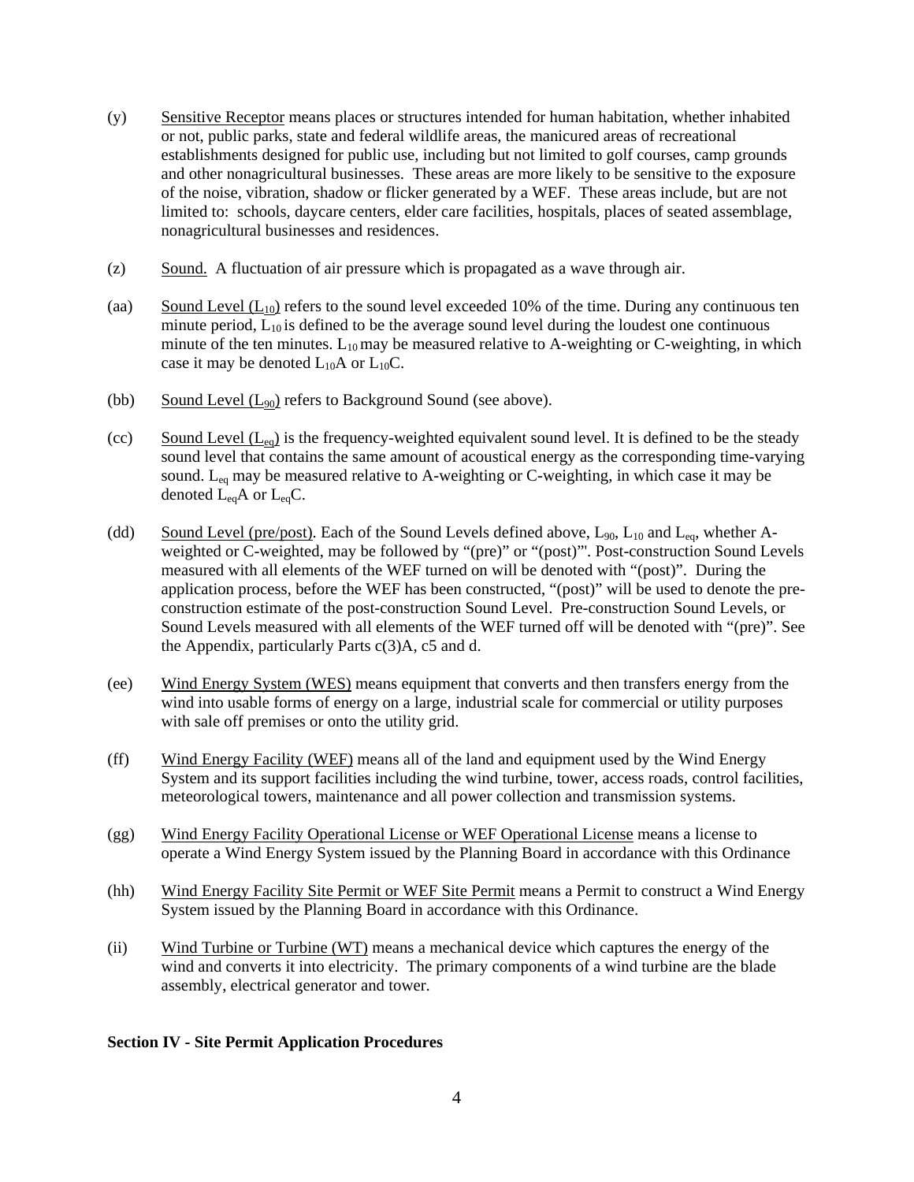(y) Sensitive Receptor means places or structures intended for human habitation, whether inhabited or not, public parks, state and federal wildlife areas, the manicured areas of recreational establishments designed for public use, including but not limited to golf courses, camp grounds and other nonagricultural businesses. These areas are more likely to be sensitive to the exposure of the noise, vibration, shadow or flicker generated by a WEF. These areas include, but are not limited to: schools, daycare centers, elder care facilities, hospitals, places of seated assemblage, nonagricultural businesses and residences.

(z) Sound. A fluctuation of air pressure which is propagated as a wave through air.

(aa) Sound Level ($L_{10}$) refers to the sound level exceeded 10% of the time. During any continuous ten minute period, $L_{10}$ is defined to be the average sound level during the loudest one continuous minute of the ten minutes. $L_{10}$ may be measured relative to A-weighting or C-weighting, in which case it may be denoted $L_{10}$A or $L_{10}$C.

(bb) Sound Level ($L_{90}$) refers to Background Sound (see above).

(cc) Sound Level ($L_{eq}$) is the frequency-weighted equivalent sound level. It is defined to be the steady sound level that contains the same amount of acoustical energy as the corresponding time-varying sound. $L_{eq}$ may be measured relative to A-weighting or C-weighting, in which case it may be denoted $L_{eq}$A or $L_{eq}$C.

(dd) Sound Level (pre/post). Each of the Sound Levels defined above, $L_{90}$, $L_{10}$ and $L_{eq}$, whether A-weighted or C-weighted, may be followed by "(pre)" or "(post)"'. Post-construction Sound Levels measured with all elements of the WEF turned on will be denoted with "(post)". During the application process, before the WEF has been constructed, "(post)" will be used to denote the pre-construction estimate of the post-construction Sound Level. Pre-construction Sound Levels, or Sound Levels measured with all elements of the WEF turned off will be denoted with "(pre)". See the Appendix, particularly Parts c(3)A, c5 and d.

(ee) Wind Energy System (WES) means equipment that converts and then transfers energy from the wind into usable forms of energy on a large, industrial scale for commercial or utility purposes with sale off premises or onto the utility grid.

(ff) Wind Energy Facility (WEF) means all of the land and equipment used by the Wind Energy System and its support facilities including the wind turbine, tower, access roads, control facilities, meteorological towers, maintenance and all power collection and transmission systems.

(gg) Wind Energy Facility Operational License or WEF Operational License means a license to operate a Wind Energy System issued by the Planning Board in accordance with this Ordinance

(hh) Wind Energy Facility Site Permit or WEF Site Permit means a Permit to construct a Wind Energy System issued by the Planning Board in accordance with this Ordinance.

(ii) Wind Turbine or Turbine (WT) means a mechanical device which captures the energy of the wind and converts it into electricity. The primary components of a wind turbine are the blade assembly, electrical generator and tower.

**Section IV - Site Permit Application Procedures**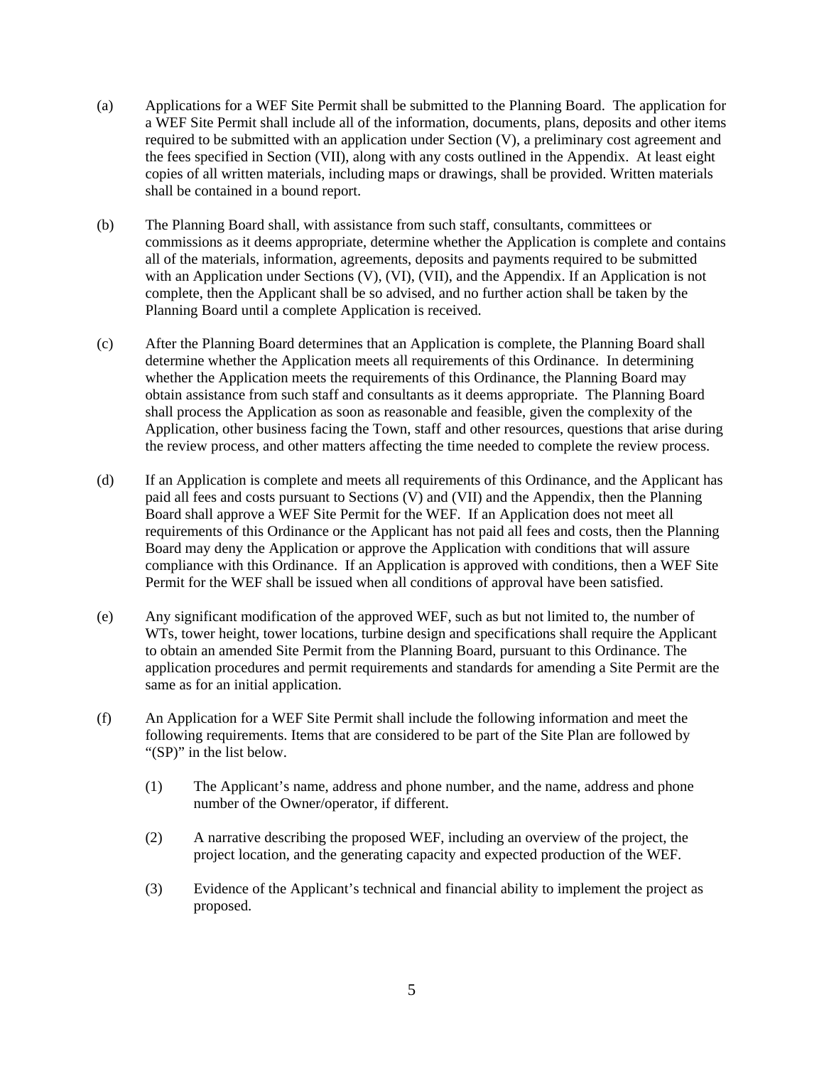(a) Applications for a WEF Site Permit shall be submitted to the Planning Board. The application for a WEF Site Permit shall include all of the information, documents, plans, deposits and other items required to be submitted with an application under Section (V), a preliminary cost agreement and the fees specified in Section (VII), along with any costs outlined in the Appendix. At least eight copies of all written materials, including maps or drawings, shall be provided. Written materials shall be contained in a bound report.

(b) The Planning Board shall, with assistance from such staff, consultants, committees or commissions as it deems appropriate, determine whether the Application is complete and contains all of the materials, information, agreements, deposits and payments required to be submitted with an Application under Sections (V), (VI), (VII), and the Appendix. If an Application is not complete, then the Applicant shall be so advised, and no further action shall be taken by the Planning Board until a complete Application is received.

(c) After the Planning Board determines that an Application is complete, the Planning Board shall determine whether the Application meets all requirements of this Ordinance. In determining whether the Application meets the requirements of this Ordinance, the Planning Board may obtain assistance from such staff and consultants as it deems appropriate. The Planning Board shall process the Application as soon as reasonable and feasible, given the complexity of the Application, other business facing the Town, staff and other resources, questions that arise during the review process, and other matters affecting the time needed to complete the review process.

(d) If an Application is complete and meets all requirements of this Ordinance, and the Applicant has paid all fees and costs pursuant to Sections (V) and (VII) and the Appendix, then the Planning Board shall approve a WEF Site Permit for the WEF. If an Application does not meet all requirements of this Ordinance or the Applicant has not paid all fees and costs, then the Planning Board may deny the Application or approve the Application with conditions that will assure compliance with this Ordinance. If an Application is approved with conditions, then a WEF Site Permit for the WEF shall be issued when all conditions of approval have been satisfied.

(e) Any significant modification of the approved WEF, such as but not limited to, the number of WTs, tower height, tower locations, turbine design and specifications shall require the Applicant to obtain an amended Site Permit from the Planning Board, pursuant to this Ordinance. The application procedures and permit requirements and standards for amending a Site Permit are the same as for an initial application.

(f) An Application for a WEF Site Permit shall include the following information and meet the following requirements. Items that are considered to be part of the Site Plan are followed by "(SP)" in the list below.

   (1) The Applicant's name, address and phone number, and the name, address and phone number of the Owner/operator, if different.

   (2) A narrative describing the proposed WEF, including an overview of the project, the project location, and the generating capacity and expected production of the WEF.

   (3) Evidence of the Applicant's technical and financial ability to implement the project as proposed.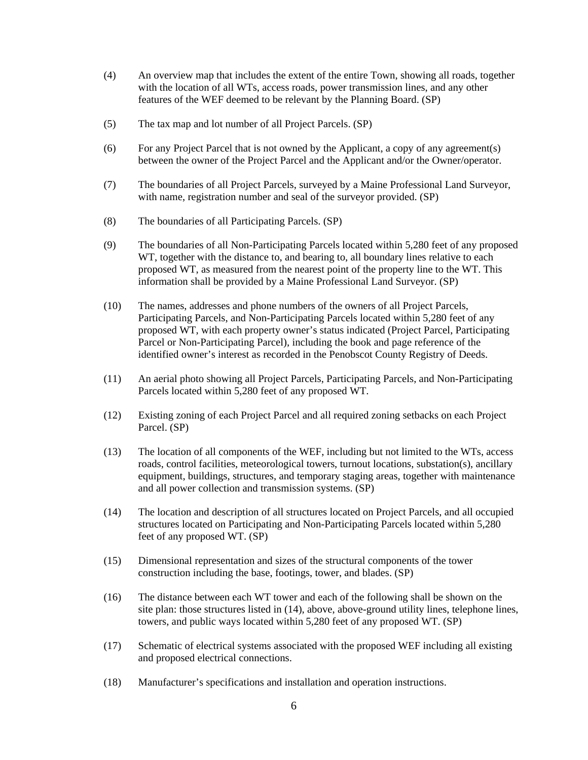(4) An overview map that includes the extent of the entire Town, showing all roads, together with the location of all WTs, access roads, power transmission lines, and any other features of the WEF deemed to be relevant by the Planning Board. (SP)

(5) The tax map and lot number of all Project Parcels. (SP)

(6) For any Project Parcel that is not owned by the Applicant, a copy of any agreement(s) between the owner of the Project Parcel and the Applicant and/or the Owner/operator.

(7) The boundaries of all Project Parcels, surveyed by a Maine Professional Land Surveyor, with name, registration number and seal of the surveyor provided. (SP)

(8) The boundaries of all Participating Parcels. (SP)

(9) The boundaries of all Non-Participating Parcels located within 5,280 feet of any proposed WT, together with the distance to, and bearing to, all boundary lines relative to each proposed WT, as measured from the nearest point of the property line to the WT. This information shall be provided by a Maine Professional Land Surveyor. (SP)

(10) The names, addresses and phone numbers of the owners of all Project Parcels, Participating Parcels, and Non-Participating Parcels located within 5,280 feet of any proposed WT, with each property owner's status indicated (Project Parcel, Participating Parcel or Non-Participating Parcel), including the book and page reference of the identified owner's interest as recorded in the Penobscot County Registry of Deeds.

(11) An aerial photo showing all Project Parcels, Participating Parcels, and Non-Participating Parcels located within 5,280 feet of any proposed WT.

(12) Existing zoning of each Project Parcel and all required zoning setbacks on each Project Parcel. (SP)

(13) The location of all components of the WEF, including but not limited to the WTs, access roads, control facilities, meteorological towers, turnout locations, substation(s), ancillary equipment, buildings, structures, and temporary staging areas, together with maintenance and all power collection and transmission systems. (SP)

(14) The location and description of all structures located on Project Parcels, and all occupied structures located on Participating and Non-Participating Parcels located within 5,280 feet of any proposed WT. (SP)

(15) Dimensional representation and sizes of the structural components of the tower construction including the base, footings, tower, and blades. (SP)

(16) The distance between each WT tower and each of the following shall be shown on the site plan: those structures listed in (14), above, above-ground utility lines, telephone lines, towers, and public ways located within 5,280 feet of any proposed WT. (SP)

(17) Schematic of electrical systems associated with the proposed WEF including all existing and proposed electrical connections.

(18) Manufacturer's specifications and installation and operation instructions.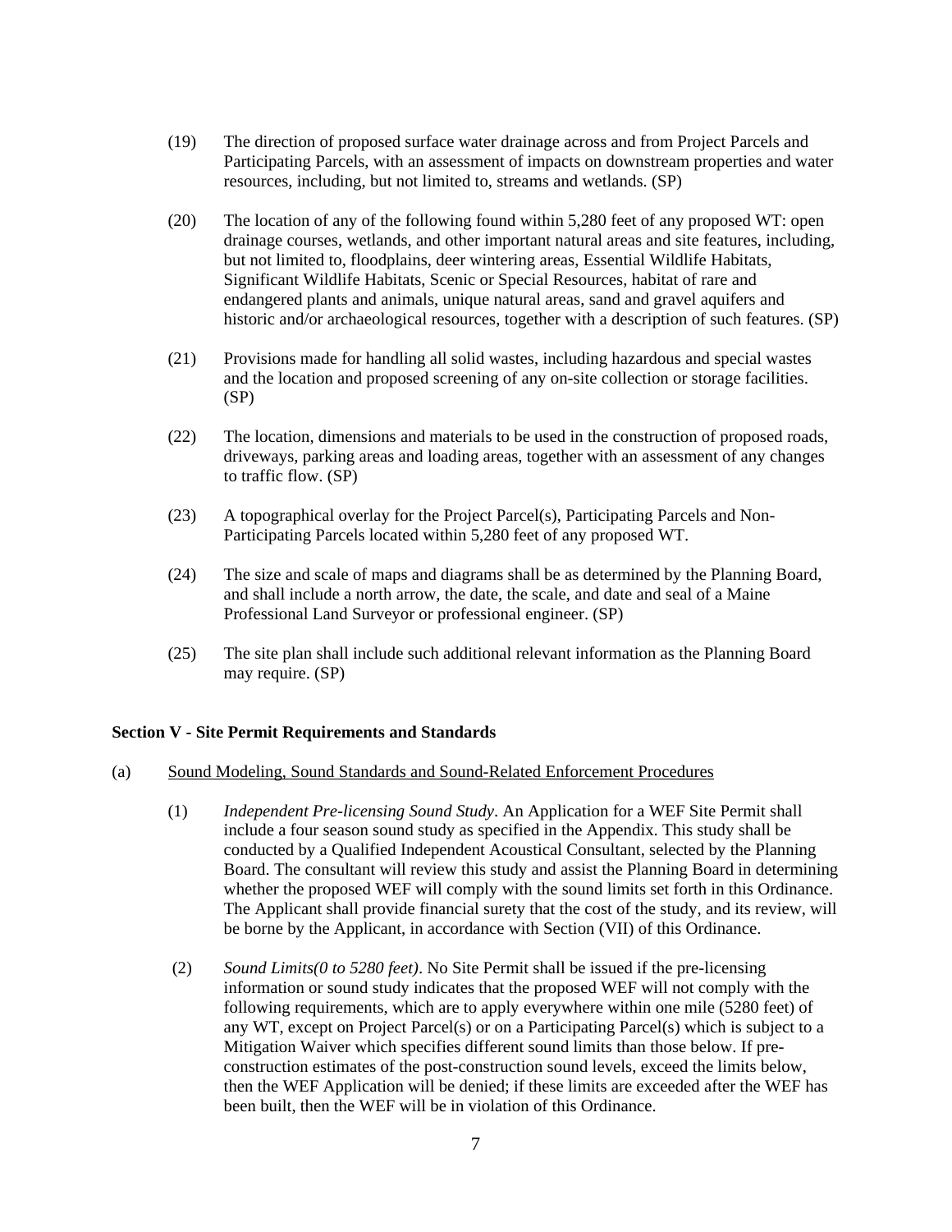(19) The direction of proposed surface water drainage across and from Project Parcels and Participating Parcels, with an assessment of impacts on downstream properties and water resources, including, but not limited to, streams and wetlands. (SP)

(20) The location of any of the following found within 5,280 feet of any proposed WT: open drainage courses, wetlands, and other important natural areas and site features, including, but not limited to, floodplains, deer wintering areas, Essential Wildlife Habitats, Significant Wildlife Habitats, Scenic or Special Resources, habitat of rare and endangered plants and animals, unique natural areas, sand and gravel aquifers and historic and/or archaeological resources, together with a description of such features. (SP)

(21) Provisions made for handling all solid wastes, including hazardous and special wastes and the location and proposed screening of any on-site collection or storage facilities. (SP)

(22) The location, dimensions and materials to be used in the construction of proposed roads, driveways, parking areas and loading areas, together with an assessment of any changes to traffic flow. (SP)

(23) A topographical overlay for the Project Parcel(s), Participating Parcels and Non-Participating Parcels located within 5,280 feet of any proposed WT.

(24) The size and scale of maps and diagrams shall be as determined by the Planning Board, and shall include a north arrow, the date, the scale, and date and seal of a Maine Professional Land Surveyor or professional engineer. (SP)

(25) The site plan shall include such additional relevant information as the Planning Board may require. (SP)

**Section V - Site Permit Requirements and Standards**

(a) Sound Modeling, Sound Standards and Sound-Related Enforcement Procedures

(1) *Independent Pre-licensing Sound Study*. An Application for a WEF Site Permit shall include a four season sound study as specified in the Appendix. This study shall be conducted by a Qualified Independent Acoustical Consultant, selected by the Planning Board. The consultant will review this study and assist the Planning Board in determining whether the proposed WEF will comply with the sound limits set forth in this Ordinance. The Applicant shall provide financial surety that the cost of the study, and its review, will be borne by the Applicant, in accordance with Section (VII) of this Ordinance.

(2) *Sound Limits(0 to 5280 feet)*. No Site Permit shall be issued if the pre-licensing information or sound study indicates that the proposed WEF will not comply with the following requirements, which are to apply everywhere within one mile (5280 feet) of any WT, except on Project Parcel(s) or on a Participating Parcel(s) which is subject to a Mitigation Waiver which specifies different sound limits than those below. If pre-construction estimates of the post-construction sound levels, exceed the limits below, then the WEF Application will be denied; if these limits are exceeded after the WEF has been built, then the WEF will be in violation of this Ordinance.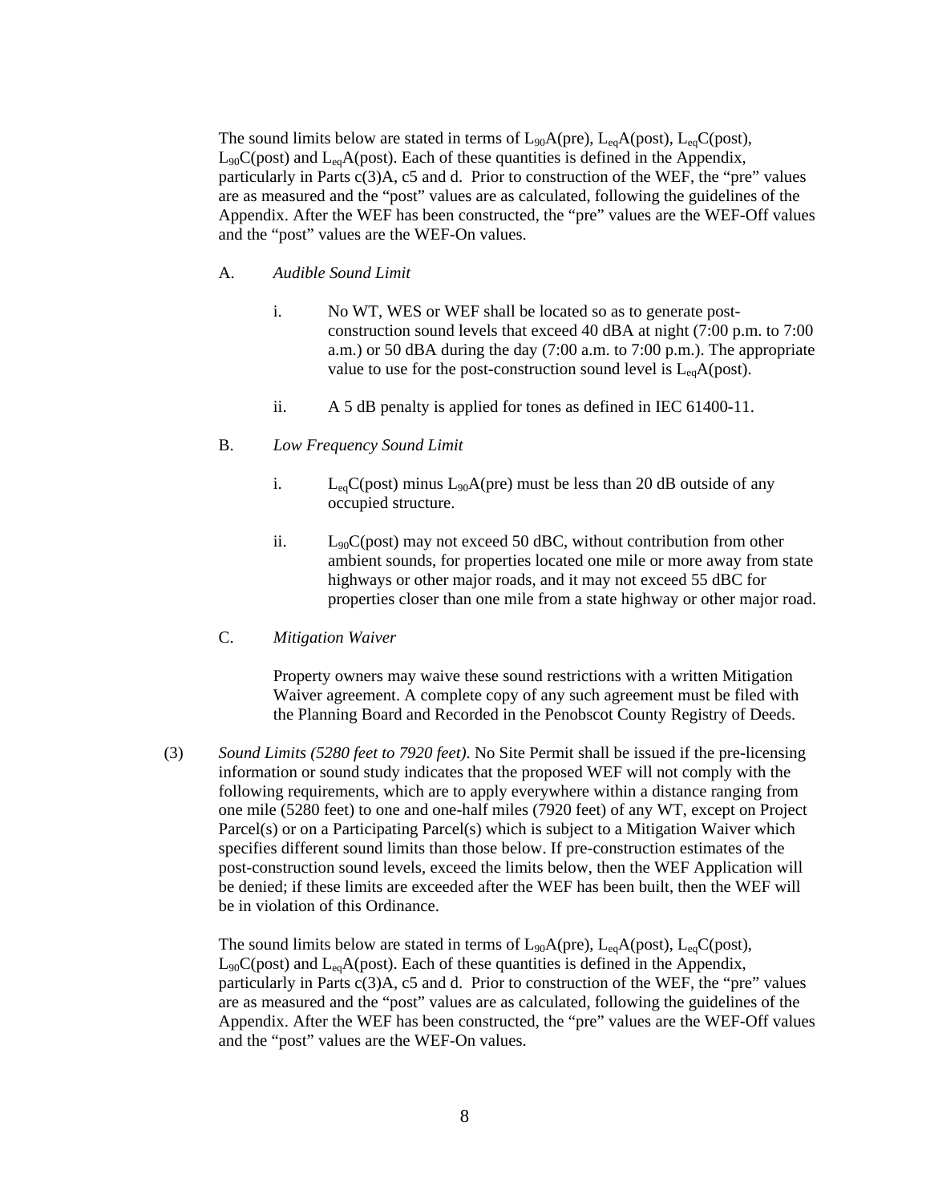The sound limits below are stated in terms of $L_{90}A$(pre), $L_{eq}A$(post), $L_{eq}C$(post), $L_{90}C$(post) and $L_{eq}A$(post). Each of these quantities is defined in the Appendix, particularly in Parts c(3)A, c5 and d. Prior to construction of the WEF, the "pre" values are as measured and the "post" values are as calculated, following the guidelines of the Appendix. After the WEF has been constructed, the "pre" values are the WEF-Off values and the "post" values are the WEF-On values.

A. *Audible Sound Limit*

i. No WT, WES or WEF shall be located so as to generate post-construction sound levels that exceed 40 dBA at night (7:00 p.m. to 7:00 a.m.) or 50 dBA during the day (7:00 a.m. to 7:00 p.m.). The appropriate value to use for the post-construction sound level is $L_{eq}A$(post).

ii. A 5 dB penalty is applied for tones as defined in IEC 61400-11.

B. *Low Frequency Sound Limit*

i. $L_{eq}C$(post) minus $L_{90}A$(pre) must be less than 20 dB outside of any occupied structure.

ii. $L_{90}C$(post) may not exceed 50 dBC, without contribution from other ambient sounds, for properties located one mile or more away from state highways or other major roads, and it may not exceed 55 dBC for properties closer than one mile from a state highway or other major road.

C. *Mitigation Waiver*

Property owners may waive these sound restrictions with a written Mitigation Waiver agreement. A complete copy of any such agreement must be filed with the Planning Board and Recorded in the Penobscot County Registry of Deeds.

(3) *Sound Limits (5280 feet to 7920 feet)*. No Site Permit shall be issued if the pre-licensing information or sound study indicates that the proposed WEF will not comply with the following requirements, which are to apply everywhere within a distance ranging from one mile (5280 feet) to one and one-half miles (7920 feet) of any WT, except on Project Parcel(s) or on a Participating Parcel(s) which is subject to a Mitigation Waiver which specifies different sound limits than those below. If pre-construction estimates of the post-construction sound levels, exceed the limits below, then the WEF Application will be denied; if these limits are exceeded after the WEF has been built, then the WEF will be in violation of this Ordinance.

The sound limits below are stated in terms of $L_{90}A$(pre), $L_{eq}A$(post), $L_{eq}C$(post), $L_{90}C$(post) and $L_{eq}A$(post). Each of these quantities is defined in the Appendix, particularly in Parts c(3)A, c5 and d. Prior to construction of the WEF, the "pre" values are as measured and the "post" values are as calculated, following the guidelines of the Appendix. After the WEF has been constructed, the "pre" values are the WEF-Off values and the "post" values are the WEF-On values.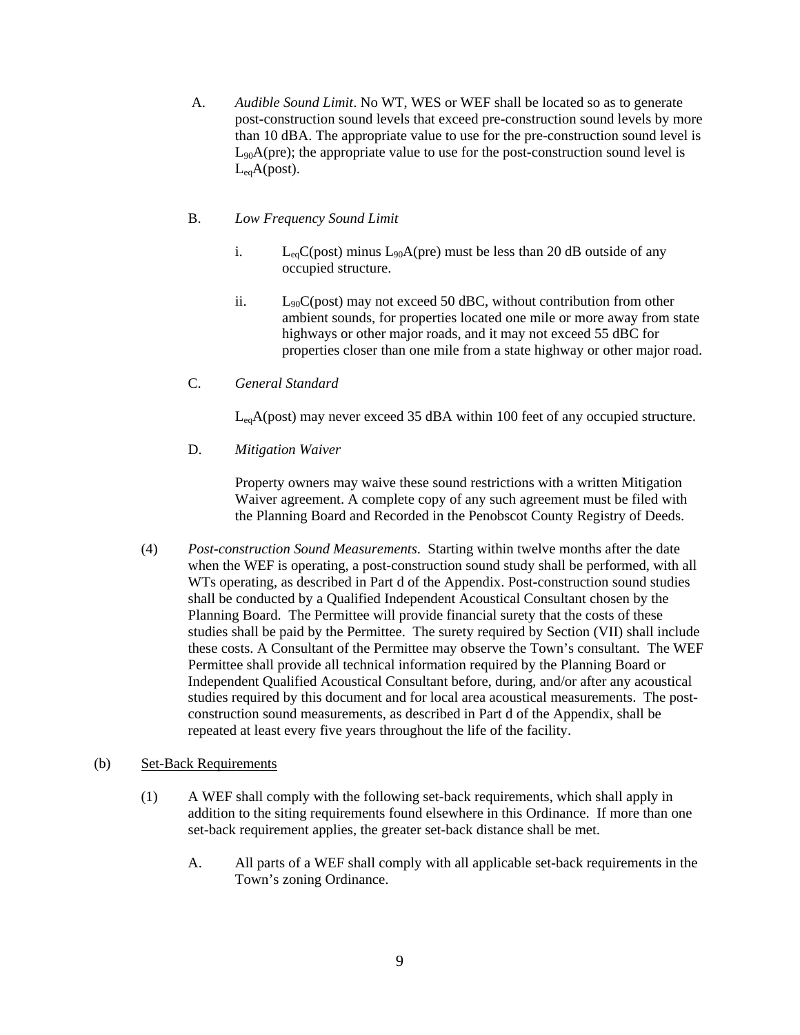A. *Audible Sound Limit*. No WT, WES or WEF shall be located so as to generate post-construction sound levels that exceed pre-construction sound levels by more than 10 dBA. The appropriate value to use for the pre-construction sound level is $L_{90}$A(pre); the appropriate value to use for the post-construction sound level is $L_{eq}$A(post).

B. *Low Frequency Sound Limit*

i. $L_{eq}$C(post) minus $L_{90}$A(pre) must be less than 20 dB outside of any occupied structure.

ii. $L_{90}$C(post) may not exceed 50 dBC, without contribution from other ambient sounds, for properties located one mile or more away from state highways or other major roads, and it may not exceed 55 dBC for properties closer than one mile from a state highway or other major road.

C. *General Standard*

$L_{eq}$A(post) may never exceed 35 dBA within 100 feet of any occupied structure.

D. *Mitigation Waiver*

Property owners may waive these sound restrictions with a written Mitigation Waiver agreement. A complete copy of any such agreement must be filed with the Planning Board and Recorded in the Penobscot County Registry of Deeds.

(4) *Post-construction Sound Measurements*. Starting within twelve months after the date when the WEF is operating, a post-construction sound study shall be performed, with all WTs operating, as described in Part d of the Appendix. Post-construction sound studies shall be conducted by a Qualified Independent Acoustical Consultant chosen by the Planning Board. The Permittee will provide financial surety that the costs of these studies shall be paid by the Permittee. The surety required by Section (VII) shall include these costs. A Consultant of the Permittee may observe the Town's consultant. The WEF Permittee shall provide all technical information required by the Planning Board or Independent Qualified Acoustical Consultant before, during, and/or after any acoustical studies required by this document and for local area acoustical measurements. The post-construction sound measurements, as described in Part d of the Appendix, shall be repeated at least every five years throughout the life of the facility.

(b) <u>Set-Back Requirements</u>

(1) A WEF shall comply with the following set-back requirements, which shall apply in addition to the siting requirements found elsewhere in this Ordinance. If more than one set-back requirement applies, the greater set-back distance shall be met.

A. All parts of a WEF shall comply with all applicable set-back requirements in the Town's zoning Ordinance.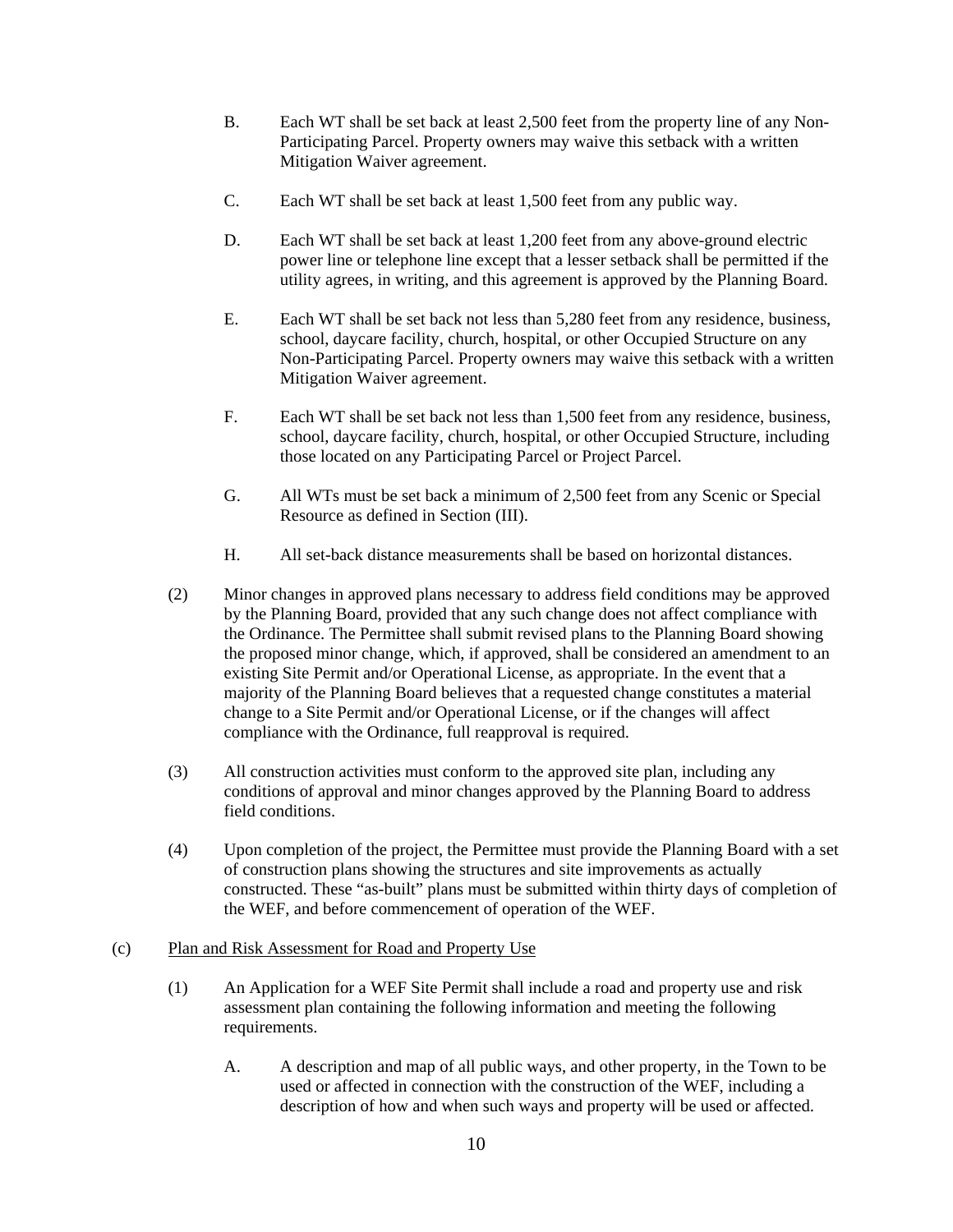B. Each WT shall be set back at least 2,500 feet from the property line of any Non-Participating Parcel. Property owners may waive this setback with a written Mitigation Waiver agreement.

C. Each WT shall be set back at least 1,500 feet from any public way.

D. Each WT shall be set back at least 1,200 feet from any above-ground electric power line or telephone line except that a lesser setback shall be permitted if the utility agrees, in writing, and this agreement is approved by the Planning Board.

E. Each WT shall be set back not less than 5,280 feet from any residence, business, school, daycare facility, church, hospital, or other Occupied Structure on any Non-Participating Parcel. Property owners may waive this setback with a written Mitigation Waiver agreement.

F. Each WT shall be set back not less than 1,500 feet from any residence, business, school, daycare facility, church, hospital, or other Occupied Structure, including those located on any Participating Parcel or Project Parcel.

G. All WTs must be set back a minimum of 2,500 feet from any Scenic or Special Resource as defined in Section (III).

H. All set-back distance measurements shall be based on horizontal distances.

(2) Minor changes in approved plans necessary to address field conditions may be approved by the Planning Board, provided that any such change does not affect compliance with the Ordinance. The Permittee shall submit revised plans to the Planning Board showing the proposed minor change, which, if approved, shall be considered an amendment to an existing Site Permit and/or Operational License, as appropriate. In the event that a majority of the Planning Board believes that a requested change constitutes a material change to a Site Permit and/or Operational License, or if the changes will affect compliance with the Ordinance, full reapproval is required.

(3) All construction activities must conform to the approved site plan, including any conditions of approval and minor changes approved by the Planning Board to address field conditions.

(4) Upon completion of the project, the Permittee must provide the Planning Board with a set of construction plans showing the structures and site improvements as actually constructed. These "as-built" plans must be submitted within thirty days of completion of the WEF, and before commencement of operation of the WEF.

(c) Plan and Risk Assessment for Road and Property Use

(1) An Application for a WEF Site Permit shall include a road and property use and risk assessment plan containing the following information and meeting the following requirements.

A. A description and map of all public ways, and other property, in the Town to be used or affected in connection with the construction of the WEF, including a description of how and when such ways and property will be used or affected.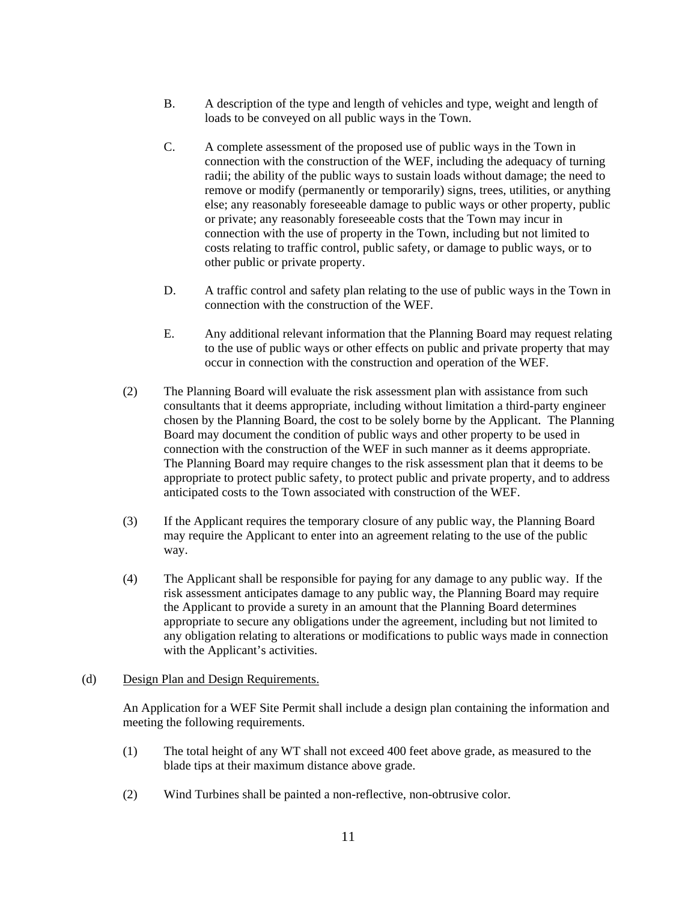B. A description of the type and length of vehicles and type, weight and length of loads to be conveyed on all public ways in the Town.

C. A complete assessment of the proposed use of public ways in the Town in connection with the construction of the WEF, including the adequacy of turning radii; the ability of the public ways to sustain loads without damage; the need to remove or modify (permanently or temporarily) signs, trees, utilities, or anything else; any reasonably foreseeable damage to public ways or other property, public or private; any reasonably foreseeable costs that the Town may incur in connection with the use of property in the Town, including but not limited to costs relating to traffic control, public safety, or damage to public ways, or to other public or private property.

D. A traffic control and safety plan relating to the use of public ways in the Town in connection with the construction of the WEF.

E. Any additional relevant information that the Planning Board may request relating to the use of public ways or other effects on public and private property that may occur in connection with the construction and operation of the WEF.

(2) The Planning Board will evaluate the risk assessment plan with assistance from such consultants that it deems appropriate, including without limitation a third-party engineer chosen by the Planning Board, the cost to be solely borne by the Applicant. The Planning Board may document the condition of public ways and other property to be used in connection with the construction of the WEF in such manner as it deems appropriate. The Planning Board may require changes to the risk assessment plan that it deems to be appropriate to protect public safety, to protect public and private property, and to address anticipated costs to the Town associated with construction of the WEF.

(3) If the Applicant requires the temporary closure of any public way, the Planning Board may require the Applicant to enter into an agreement relating to the use of the public way.

(4) The Applicant shall be responsible for paying for any damage to any public way. If the risk assessment anticipates damage to any public way, the Planning Board may require the Applicant to provide a surety in an amount that the Planning Board determines appropriate to secure any obligations under the agreement, including but not limited to any obligation relating to alterations or modifications to public ways made in connection with the Applicant's activities.

(d) Design Plan and Design Requirements.

An Application for a WEF Site Permit shall include a design plan containing the information and meeting the following requirements.

(1) The total height of any WT shall not exceed 400 feet above grade, as measured to the blade tips at their maximum distance above grade.

(2) Wind Turbines shall be painted a non-reflective, non-obtrusive color.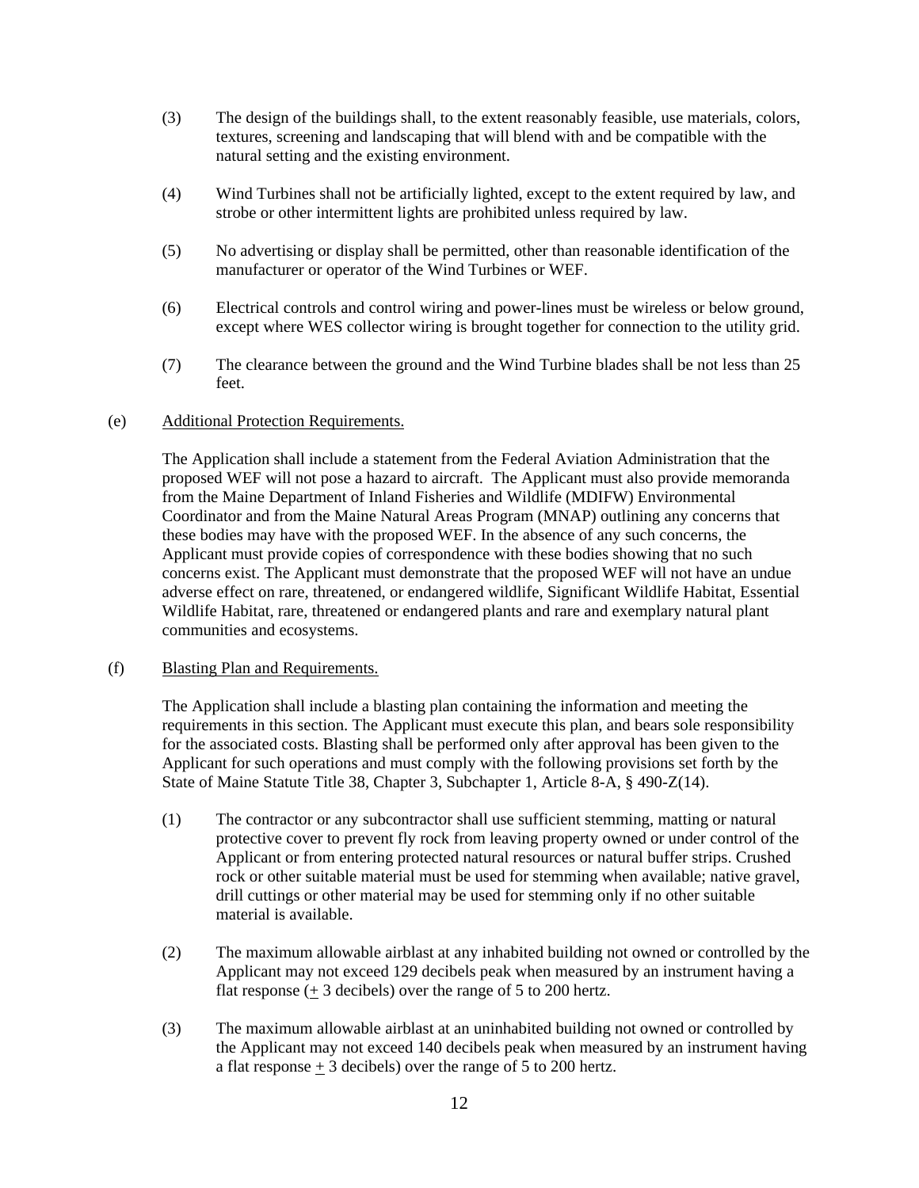(3) The design of the buildings shall, to the extent reasonably feasible, use materials, colors, textures, screening and landscaping that will blend with and be compatible with the natural setting and the existing environment.

(4) Wind Turbines shall not be artificially lighted, except to the extent required by law, and strobe or other intermittent lights are prohibited unless required by law.

(5) No advertising or display shall be permitted, other than reasonable identification of the manufacturer or operator of the Wind Turbines or WEF.

(6) Electrical controls and control wiring and power-lines must be wireless or below ground, except where WES collector wiring is brought together for connection to the utility grid.

(7) The clearance between the ground and the Wind Turbine blades shall be not less than 25 feet.

(e) <u>Additional Protection Requirements.</u>

The Application shall include a statement from the Federal Aviation Administration that the proposed WEF will not pose a hazard to aircraft. The Applicant must also provide memoranda from the Maine Department of Inland Fisheries and Wildlife (MDIFW) Environmental Coordinator and from the Maine Natural Areas Program (MNAP) outlining any concerns that these bodies may have with the proposed WEF. In the absence of any such concerns, the Applicant must provide copies of correspondence with these bodies showing that no such concerns exist. The Applicant must demonstrate that the proposed WEF will not have an undue adverse effect on rare, threatened, or endangered wildlife, Significant Wildlife Habitat, Essential Wildlife Habitat, rare, threatened or endangered plants and rare and exemplary natural plant communities and ecosystems.

(f) <u>Blasting Plan and Requirements.</u>

The Application shall include a blasting plan containing the information and meeting the requirements in this section. The Applicant must execute this plan, and bears sole responsibility for the associated costs. Blasting shall be performed only after approval has been given to the Applicant for such operations and must comply with the following provisions set forth by the State of Maine Statute Title 38, Chapter 3, Subchapter 1, Article 8-A, § 490-Z(14).

(1) The contractor or any subcontractor shall use sufficient stemming, matting or natural protective cover to prevent fly rock from leaving property owned or under control of the Applicant or from entering protected natural resources or natural buffer strips. Crushed rock or other suitable material must be used for stemming when available; native gravel, drill cuttings or other material may be used for stemming only if no other suitable material is available.

(2) The maximum allowable airblast at any inhabited building not owned or controlled by the Applicant may not exceed 129 decibels peak when measured by an instrument having a flat response (± 3 decibels) over the range of 5 to 200 hertz.

(3) The maximum allowable airblast at an uninhabited building not owned or controlled by the Applicant may not exceed 140 decibels peak when measured by an instrument having a flat response ± 3 decibels) over the range of 5 to 200 hertz.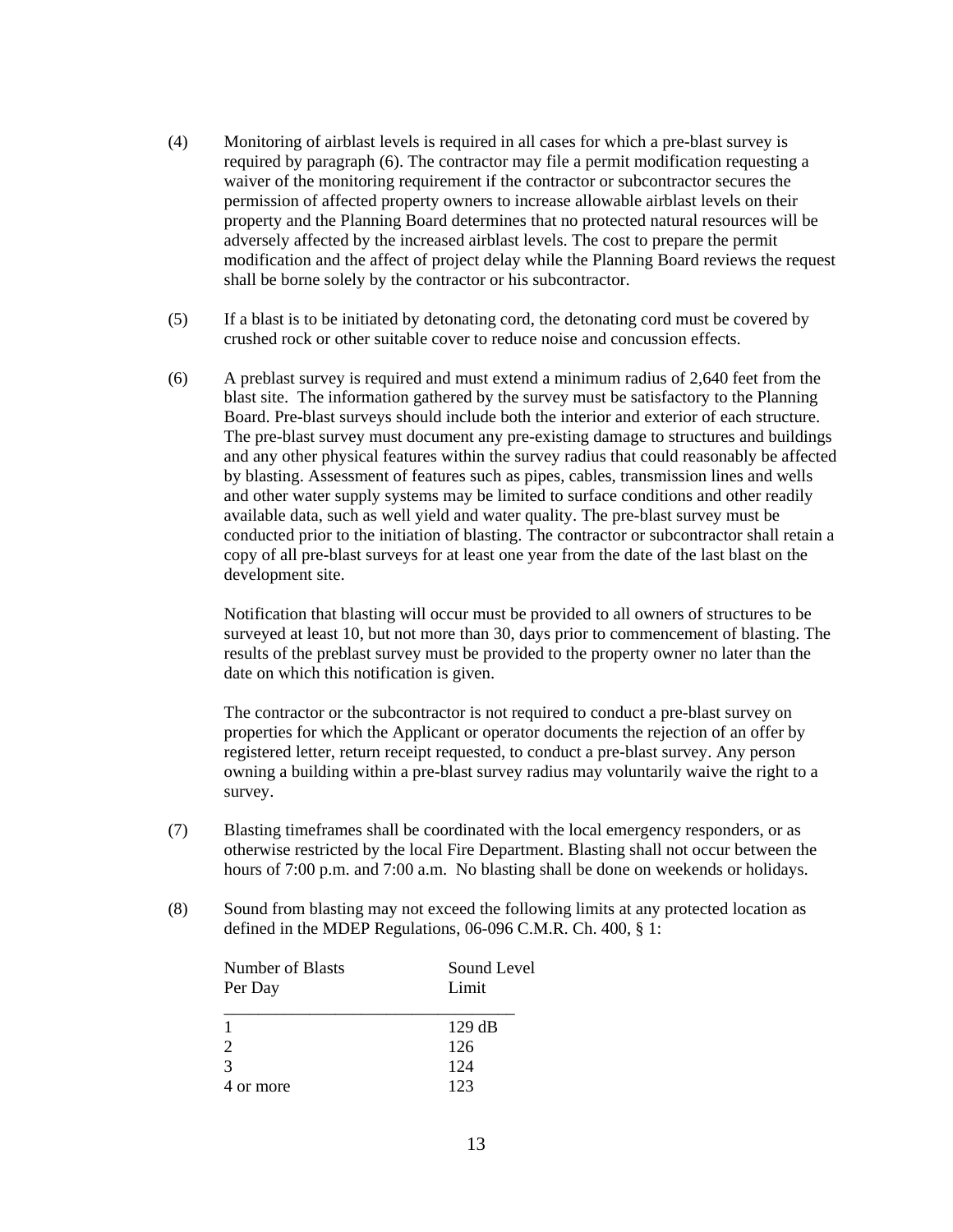(4) Monitoring of airblast levels is required in all cases for which a pre-blast survey is required by paragraph (6). The contractor may file a permit modification requesting a waiver of the monitoring requirement if the contractor or subcontractor secures the permission of affected property owners to increase allowable airblast levels on their property and the Planning Board determines that no protected natural resources will be adversely affected by the increased airblast levels. The cost to prepare the permit modification and the affect of project delay while the Planning Board reviews the request shall be borne solely by the contractor or his subcontractor.

(5) If a blast is to be initiated by detonating cord, the detonating cord must be covered by crushed rock or other suitable cover to reduce noise and concussion effects.

(6) A preblast survey is required and must extend a minimum radius of 2,640 feet from the blast site. The information gathered by the survey must be satisfactory to the Planning Board. Pre-blast surveys should include both the interior and exterior of each structure. The pre-blast survey must document any pre-existing damage to structures and buildings and any other physical features within the survey radius that could reasonably be affected by blasting. Assessment of features such as pipes, cables, transmission lines and wells and other water supply systems may be limited to surface conditions and other readily available data, such as well yield and water quality. The pre-blast survey must be conducted prior to the initiation of blasting. The contractor or subcontractor shall retain a copy of all pre-blast surveys for at least one year from the date of the last blast on the development site.

Notification that blasting will occur must be provided to all owners of structures to be surveyed at least 10, but not more than 30, days prior to commencement of blasting. The results of the preblast survey must be provided to the property owner no later than the date on which this notification is given.

The contractor or the subcontractor is not required to conduct a pre-blast survey on properties for which the Applicant or operator documents the rejection of an offer by registered letter, return receipt requested, to conduct a pre-blast survey. Any person owning a building within a pre-blast survey radius may voluntarily waive the right to a survey.

(7) Blasting timeframes shall be coordinated with the local emergency responders, or as otherwise restricted by the local Fire Department. Blasting shall not occur between the hours of 7:00 p.m. and 7:00 a.m. No blasting shall be done on weekends or holidays.

(8) Sound from blasting may not exceed the following limits at any protected location as defined in the MDEP Regulations, 06-096 C.M.R. Ch. 400, § 1:

| Number of Blasts Per Day | Sound Level Limit |
|---|---|
| 1 | 129 dB |
| 2 | 126 |
| 3 | 124 |
| 4 or more | 123 |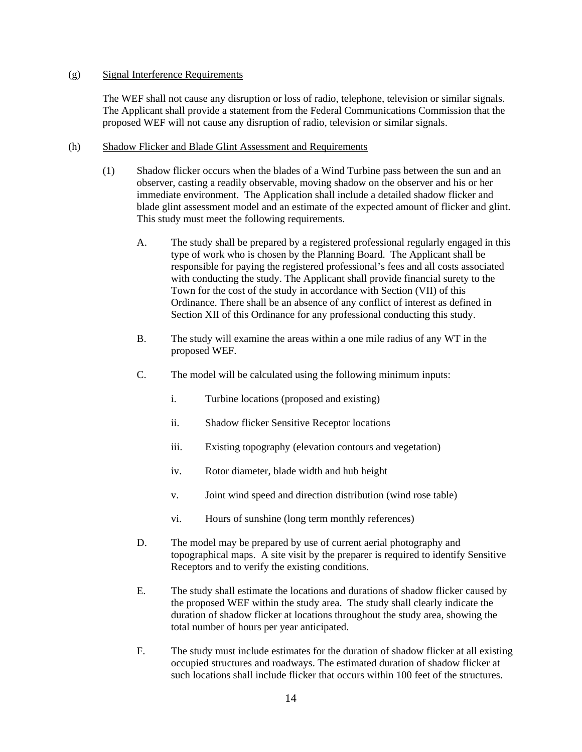(g) <u>Signal Interference Requirements</u>

The WEF shall not cause any disruption or loss of radio, telephone, television or similar signals. The Applicant shall provide a statement from the Federal Communications Commission that the proposed WEF will not cause any disruption of radio, television or similar signals.

(h) <u>Shadow Flicker and Blade Glint Assessment and Requirements</u>

(1) Shadow flicker occurs when the blades of a Wind Turbine pass between the sun and an observer, casting a readily observable, moving shadow on the observer and his or her immediate environment. The Application shall include a detailed shadow flicker and blade glint assessment model and an estimate of the expected amount of flicker and glint. This study must meet the following requirements.

A. The study shall be prepared by a registered professional regularly engaged in this type of work who is chosen by the Planning Board. The Applicant shall be responsible for paying the registered professional's fees and all costs associated with conducting the study. The Applicant shall provide financial surety to the Town for the cost of the study in accordance with Section (VII) of this Ordinance. There shall be an absence of any conflict of interest as defined in Section XII of this Ordinance for any professional conducting this study.

B. The study will examine the areas within a one mile radius of any WT in the proposed WEF.

C. The model will be calculated using the following minimum inputs:

i. Turbine locations (proposed and existing)

ii. Shadow flicker Sensitive Receptor locations

iii. Existing topography (elevation contours and vegetation)

iv. Rotor diameter, blade width and hub height

v. Joint wind speed and direction distribution (wind rose table)

vi. Hours of sunshine (long term monthly references)

D. The model may be prepared by use of current aerial photography and topographical maps. A site visit by the preparer is required to identify Sensitive Receptors and to verify the existing conditions.

E. The study shall estimate the locations and durations of shadow flicker caused by the proposed WEF within the study area. The study shall clearly indicate the duration of shadow flicker at locations throughout the study area, showing the total number of hours per year anticipated.

F. The study must include estimates for the duration of shadow flicker at all existing occupied structures and roadways. The estimated duration of shadow flicker at such locations shall include flicker that occurs within 100 feet of the structures.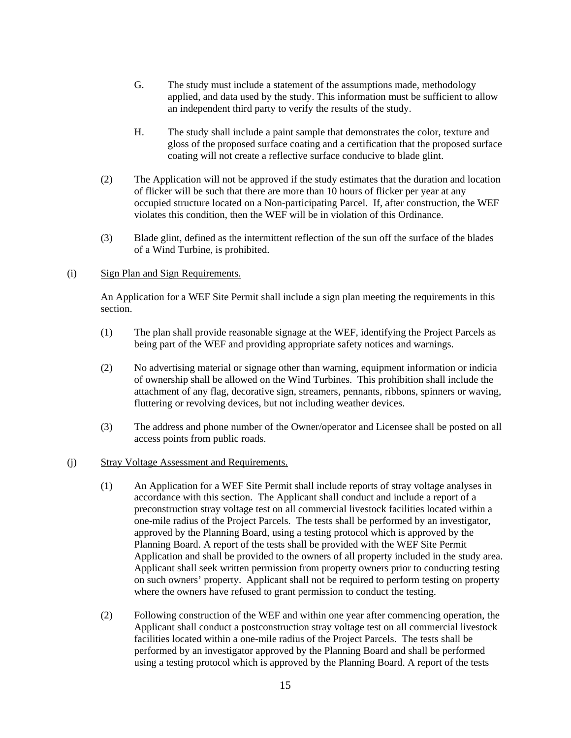G. The study must include a statement of the assumptions made, methodology applied, and data used by the study. This information must be sufficient to allow an independent third party to verify the results of the study.

H. The study shall include a paint sample that demonstrates the color, texture and gloss of the proposed surface coating and a certification that the proposed surface coating will not create a reflective surface conducive to blade glint.

(2) The Application will not be approved if the study estimates that the duration and location of flicker will be such that there are more than 10 hours of flicker per year at any occupied structure located on a Non-participating Parcel. If, after construction, the WEF violates this condition, then the WEF will be in violation of this Ordinance.

(3) Blade glint, defined as the intermittent reflection of the sun off the surface of the blades of a Wind Turbine, is prohibited.

(i) <u>Sign Plan and Sign Requirements.</u>

An Application for a WEF Site Permit shall include a sign plan meeting the requirements in this section.

(1) The plan shall provide reasonable signage at the WEF, identifying the Project Parcels as being part of the WEF and providing appropriate safety notices and warnings.

(2) No advertising material or signage other than warning, equipment information or indicia of ownership shall be allowed on the Wind Turbines. This prohibition shall include the attachment of any flag, decorative sign, streamers, pennants, ribbons, spinners or waving, fluttering or revolving devices, but not including weather devices.

(3) The address and phone number of the Owner/operator and Licensee shall be posted on all access points from public roads.

(j) <u>Stray Voltage Assessment and Requirements.</u>

(1) An Application for a WEF Site Permit shall include reports of stray voltage analyses in accordance with this section. The Applicant shall conduct and include a report of a preconstruction stray voltage test on all commercial livestock facilities located within a one-mile radius of the Project Parcels. The tests shall be performed by an investigator, approved by the Planning Board, using a testing protocol which is approved by the Planning Board. A report of the tests shall be provided with the WEF Site Permit Application and shall be provided to the owners of all property included in the study area. Applicant shall seek written permission from property owners prior to conducting testing on such owners' property. Applicant shall not be required to perform testing on property where the owners have refused to grant permission to conduct the testing.

(2) Following construction of the WEF and within one year after commencing operation, the Applicant shall conduct a postconstruction stray voltage test on all commercial livestock facilities located within a one-mile radius of the Project Parcels. The tests shall be performed by an investigator approved by the Planning Board and shall be performed using a testing protocol which is approved by the Planning Board. A report of the tests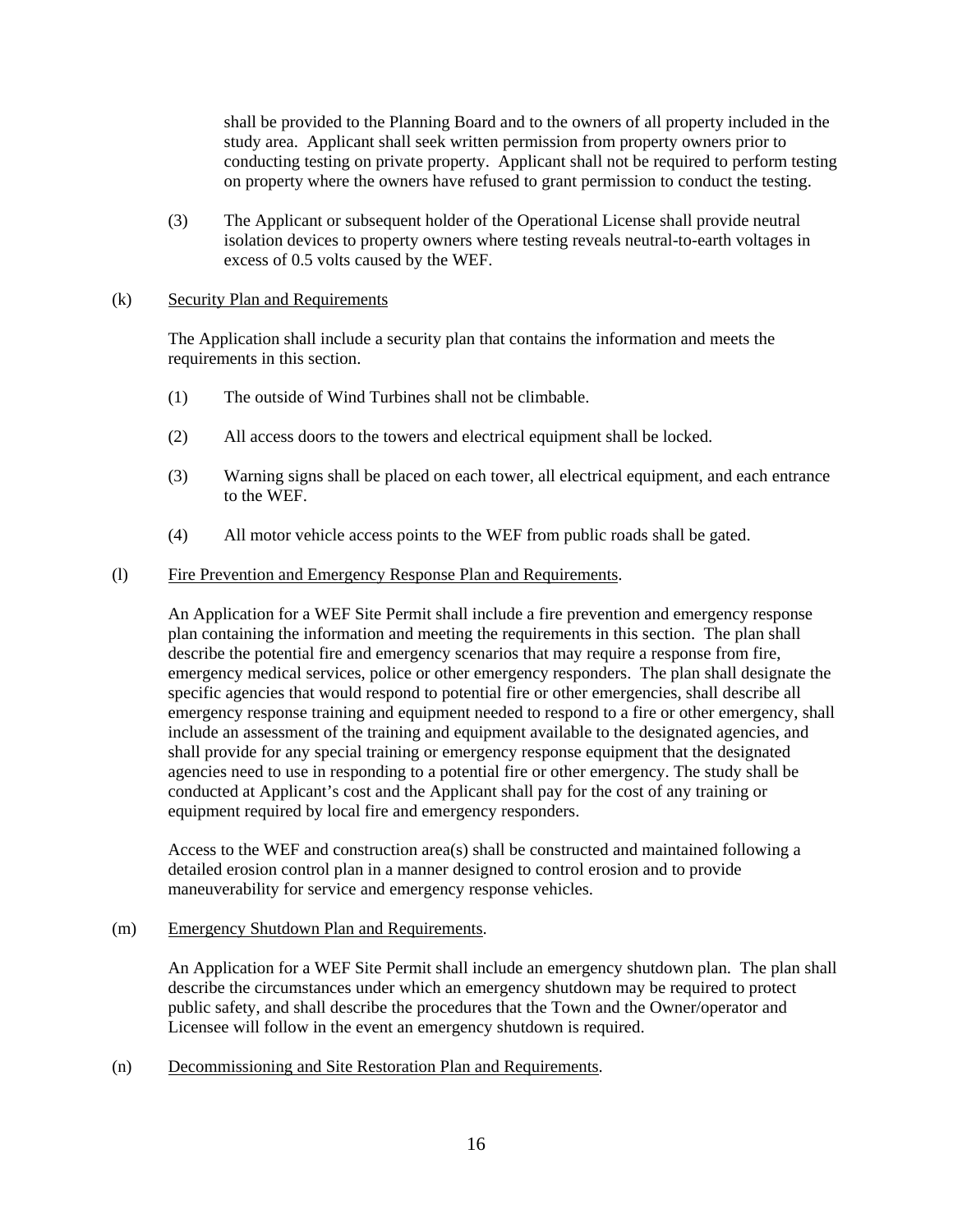shall be provided to the Planning Board and to the owners of all property included in the study area. Applicant shall seek written permission from property owners prior to conducting testing on private property. Applicant shall not be required to perform testing on property where the owners have refused to grant permission to conduct the testing.

(3) The Applicant or subsequent holder of the Operational License shall provide neutral isolation devices to property owners where testing reveals neutral-to-earth voltages in excess of 0.5 volts caused by the WEF.

(k) <u>Security Plan and Requirements</u>

The Application shall include a security plan that contains the information and meets the requirements in this section.

(1) The outside of Wind Turbines shall not be climbable.

(2) All access doors to the towers and electrical equipment shall be locked.

(3) Warning signs shall be placed on each tower, all electrical equipment, and each entrance to the WEF.

(4) All motor vehicle access points to the WEF from public roads shall be gated.

(l) <u>Fire Prevention and Emergency Response Plan and Requirements</u>.

An Application for a WEF Site Permit shall include a fire prevention and emergency response plan containing the information and meeting the requirements in this section. The plan shall describe the potential fire and emergency scenarios that may require a response from fire, emergency medical services, police or other emergency responders. The plan shall designate the specific agencies that would respond to potential fire or other emergencies, shall describe all emergency response training and equipment needed to respond to a fire or other emergency, shall include an assessment of the training and equipment available to the designated agencies, and shall provide for any special training or emergency response equipment that the designated agencies need to use in responding to a potential fire or other emergency. The study shall be conducted at Applicant's cost and the Applicant shall pay for the cost of any training or equipment required by local fire and emergency responders.

Access to the WEF and construction area(s) shall be constructed and maintained following a detailed erosion control plan in a manner designed to control erosion and to provide maneuverability for service and emergency response vehicles.

(m) <u>Emergency Shutdown Plan and Requirements</u>.

An Application for a WEF Site Permit shall include an emergency shutdown plan. The plan shall describe the circumstances under which an emergency shutdown may be required to protect public safety, and shall describe the procedures that the Town and the Owner/operator and Licensee will follow in the event an emergency shutdown is required.

(n) <u>Decommissioning and Site Restoration Plan and Requirements</u>.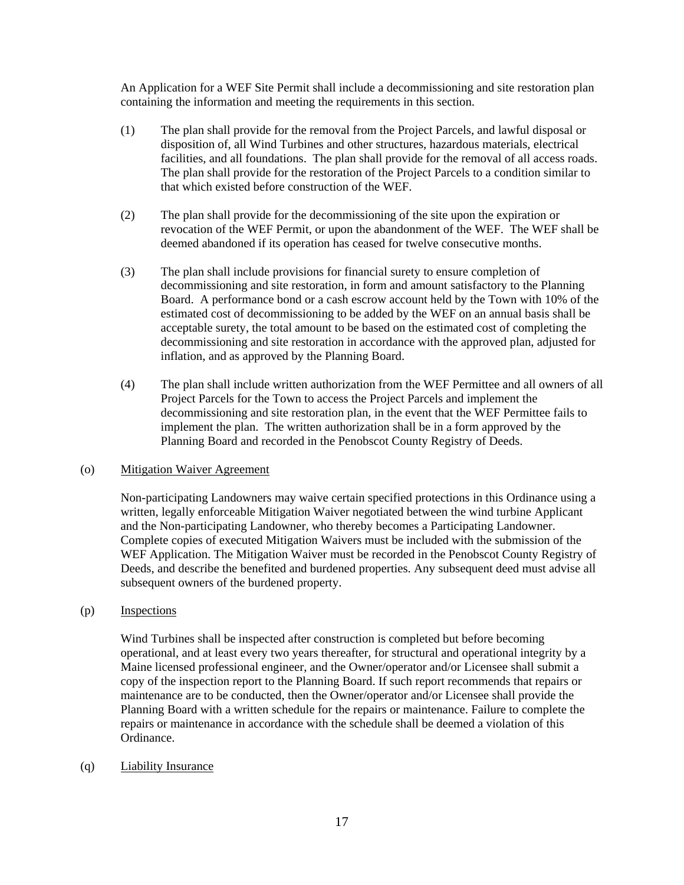An Application for a WEF Site Permit shall include a decommissioning and site restoration plan containing the information and meeting the requirements in this section.

(1) The plan shall provide for the removal from the Project Parcels, and lawful disposal or disposition of, all Wind Turbines and other structures, hazardous materials, electrical facilities, and all foundations. The plan shall provide for the removal of all access roads. The plan shall provide for the restoration of the Project Parcels to a condition similar to that which existed before construction of the WEF.

(2) The plan shall provide for the decommissioning of the site upon the expiration or revocation of the WEF Permit, or upon the abandonment of the WEF. The WEF shall be deemed abandoned if its operation has ceased for twelve consecutive months.

(3) The plan shall include provisions for financial surety to ensure completion of decommissioning and site restoration, in form and amount satisfactory to the Planning Board. A performance bond or a cash escrow account held by the Town with 10% of the estimated cost of decommissioning to be added by the WEF on an annual basis shall be acceptable surety, the total amount to be based on the estimated cost of completing the decommissioning and site restoration in accordance with the approved plan, adjusted for inflation, and as approved by the Planning Board.

(4) The plan shall include written authorization from the WEF Permittee and all owners of all Project Parcels for the Town to access the Project Parcels and implement the decommissioning and site restoration plan, in the event that the WEF Permittee fails to implement the plan. The written authorization shall be in a form approved by the Planning Board and recorded in the Penobscot County Registry of Deeds.

(o) Mitigation Waiver Agreement

Non-participating Landowners may waive certain specified protections in this Ordinance using a written, legally enforceable Mitigation Waiver negotiated between the wind turbine Applicant and the Non-participating Landowner, who thereby becomes a Participating Landowner. Complete copies of executed Mitigation Waivers must be included with the submission of the WEF Application. The Mitigation Waiver must be recorded in the Penobscot County Registry of Deeds, and describe the benefited and burdened properties. Any subsequent deed must advise all subsequent owners of the burdened property.

(p) Inspections

Wind Turbines shall be inspected after construction is completed but before becoming operational, and at least every two years thereafter, for structural and operational integrity by a Maine licensed professional engineer, and the Owner/operator and/or Licensee shall submit a copy of the inspection report to the Planning Board. If such report recommends that repairs or maintenance are to be conducted, then the Owner/operator and/or Licensee shall provide the Planning Board with a written schedule for the repairs or maintenance. Failure to complete the repairs or maintenance in accordance with the schedule shall be deemed a violation of this Ordinance.

(q) Liability Insurance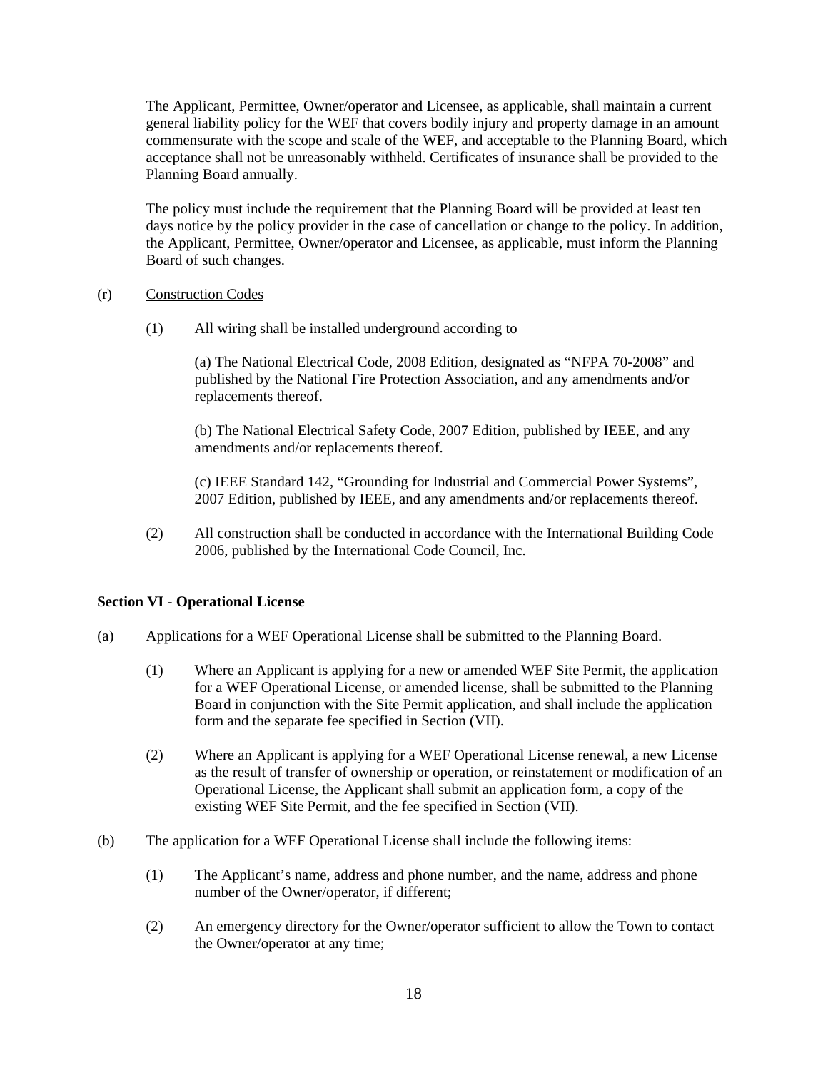The Applicant, Permittee, Owner/operator and Licensee, as applicable, shall maintain a current general liability policy for the WEF that covers bodily injury and property damage in an amount commensurate with the scope and scale of the WEF, and acceptable to the Planning Board, which acceptance shall not be unreasonably withheld. Certificates of insurance shall be provided to the Planning Board annually.

The policy must include the requirement that the Planning Board will be provided at least ten days notice by the policy provider in the case of cancellation or change to the policy. In addition, the Applicant, Permittee, Owner/operator and Licensee, as applicable, must inform the Planning Board of such changes.

(r) <u>Construction Codes</u>

(1) All wiring shall be installed underground according to

(a) The National Electrical Code, 2008 Edition, designated as "NFPA 70-2008" and published by the National Fire Protection Association, and any amendments and/or replacements thereof.

(b) The National Electrical Safety Code, 2007 Edition, published by IEEE, and any amendments and/or replacements thereof.

(c) IEEE Standard 142, "Grounding for Industrial and Commercial Power Systems", 2007 Edition, published by IEEE, and any amendments and/or replacements thereof.

(2) All construction shall be conducted in accordance with the International Building Code 2006, published by the International Code Council, Inc.

**Section VI - Operational License**

(a) Applications for a WEF Operational License shall be submitted to the Planning Board.

(1) Where an Applicant is applying for a new or amended WEF Site Permit, the application for a WEF Operational License, or amended license, shall be submitted to the Planning Board in conjunction with the Site Permit application, and shall include the application form and the separate fee specified in Section (VII).

(2) Where an Applicant is applying for a WEF Operational License renewal, a new License as the result of transfer of ownership or operation, or reinstatement or modification of an Operational License, the Applicant shall submit an application form, a copy of the existing WEF Site Permit, and the fee specified in Section (VII).

(b) The application for a WEF Operational License shall include the following items:

(1) The Applicant's name, address and phone number, and the name, address and phone number of the Owner/operator, if different;

(2) An emergency directory for the Owner/operator sufficient to allow the Town to contact the Owner/operator at any time;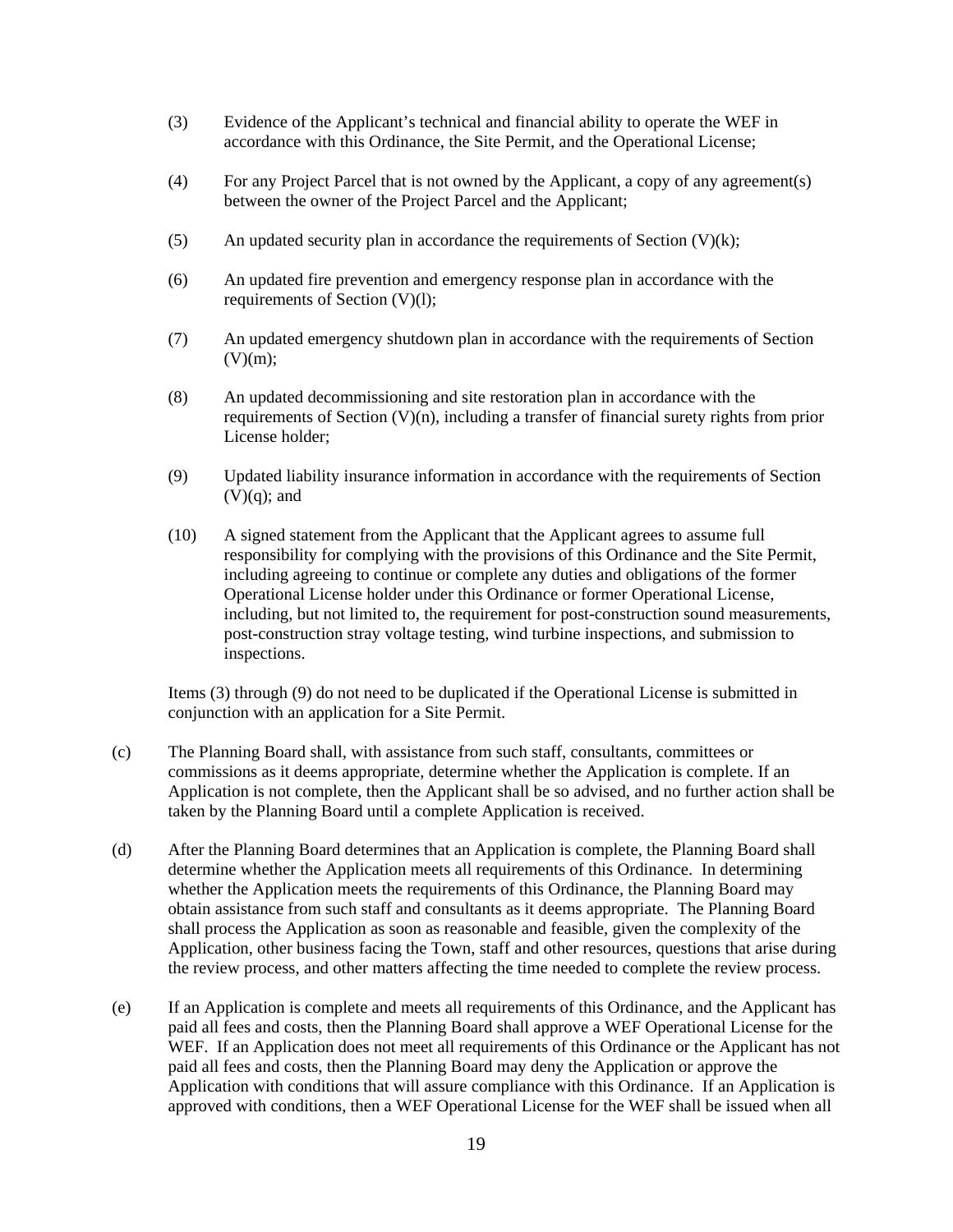(3) Evidence of the Applicant's technical and financial ability to operate the WEF in accordance with this Ordinance, the Site Permit, and the Operational License;

(4) For any Project Parcel that is not owned by the Applicant, a copy of any agreement(s) between the owner of the Project Parcel and the Applicant;

(5) An updated security plan in accordance the requirements of Section (V)(k);

(6) An updated fire prevention and emergency response plan in accordance with the requirements of Section (V)(l);

(7) An updated emergency shutdown plan in accordance with the requirements of Section (V)(m);

(8) An updated decommissioning and site restoration plan in accordance with the requirements of Section (V)(n), including a transfer of financial surety rights from prior License holder;

(9) Updated liability insurance information in accordance with the requirements of Section (V)(q); and

(10) A signed statement from the Applicant that the Applicant agrees to assume full responsibility for complying with the provisions of this Ordinance and the Site Permit, including agreeing to continue or complete any duties and obligations of the former Operational License holder under this Ordinance or former Operational License, including, but not limited to, the requirement for post-construction sound measurements, post-construction stray voltage testing, wind turbine inspections, and submission to inspections.

Items (3) through (9) do not need to be duplicated if the Operational License is submitted in conjunction with an application for a Site Permit.

(c) The Planning Board shall, with assistance from such staff, consultants, committees or commissions as it deems appropriate, determine whether the Application is complete. If an Application is not complete, then the Applicant shall be so advised, and no further action shall be taken by the Planning Board until a complete Application is received.

(d) After the Planning Board determines that an Application is complete, the Planning Board shall determine whether the Application meets all requirements of this Ordinance. In determining whether the Application meets the requirements of this Ordinance, the Planning Board may obtain assistance from such staff and consultants as it deems appropriate. The Planning Board shall process the Application as soon as reasonable and feasible, given the complexity of the Application, other business facing the Town, staff and other resources, questions that arise during the review process, and other matters affecting the time needed to complete the review process.

(e) If an Application is complete and meets all requirements of this Ordinance, and the Applicant has paid all fees and costs, then the Planning Board shall approve a WEF Operational License for the WEF. If an Application does not meet all requirements of this Ordinance or the Applicant has not paid all fees and costs, then the Planning Board may deny the Application or approve the Application with conditions that will assure compliance with this Ordinance. If an Application is approved with conditions, then a WEF Operational License for the WEF shall be issued when all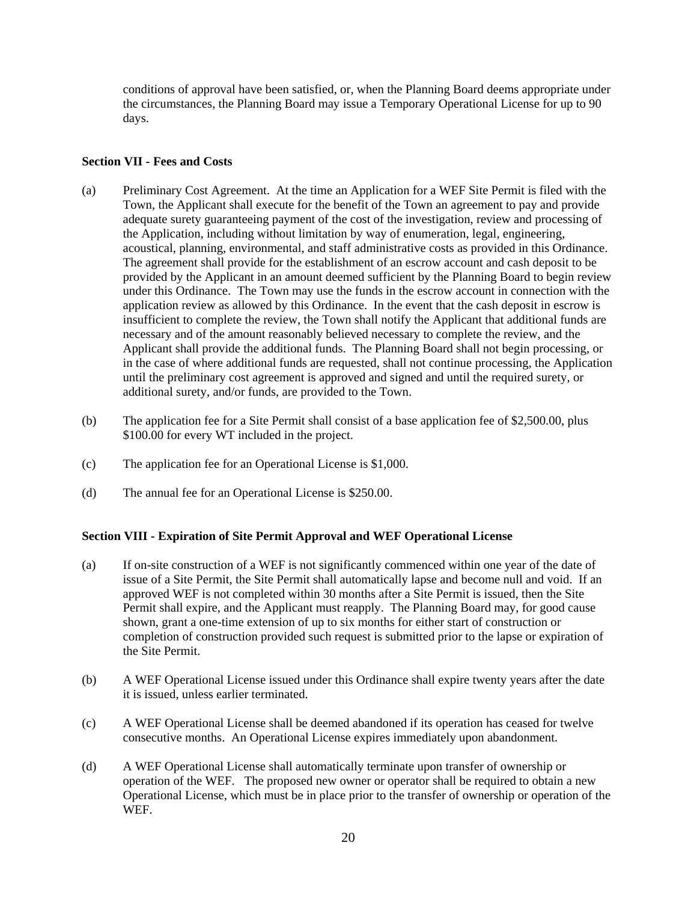conditions of approval have been satisfied, or, when the Planning Board deems appropriate under the circumstances, the Planning Board may issue a Temporary Operational License for up to 90 days.

**Section VII - Fees and Costs**

(a) Preliminary Cost Agreement. At the time an Application for a WEF Site Permit is filed with the Town, the Applicant shall execute for the benefit of the Town an agreement to pay and provide adequate surety guaranteeing payment of the cost of the investigation, review and processing of the Application, including without limitation by way of enumeration, legal, engineering, acoustical, planning, environmental, and staff administrative costs as provided in this Ordinance. The agreement shall provide for the establishment of an escrow account and cash deposit to be provided by the Applicant in an amount deemed sufficient by the Planning Board to begin review under this Ordinance. The Town may use the funds in the escrow account in connection with the application review as allowed by this Ordinance. In the event that the cash deposit in escrow is insufficient to complete the review, the Town shall notify the Applicant that additional funds are necessary and of the amount reasonably believed necessary to complete the review, and the Applicant shall provide the additional funds. The Planning Board shall not begin processing, or in the case of where additional funds are requested, shall not continue processing, the Application until the preliminary cost agreement is approved and signed and until the required surety, or additional surety, and/or funds, are provided to the Town.

(b) The application fee for a Site Permit shall consist of a base application fee of $2,500.00, plus $100.00 for every WT included in the project.

(c) The application fee for an Operational License is $1,000.

(d) The annual fee for an Operational License is $250.00.

**Section VIII - Expiration of Site Permit Approval and WEF Operational License**

(a) If on-site construction of a WEF is not significantly commenced within one year of the date of issue of a Site Permit, the Site Permit shall automatically lapse and become null and void. If an approved WEF is not completed within 30 months after a Site Permit is issued, then the Site Permit shall expire, and the Applicant must reapply. The Planning Board may, for good cause shown, grant a one-time extension of up to six months for either start of construction or completion of construction provided such request is submitted prior to the lapse or expiration of the Site Permit.

(b) A WEF Operational License issued under this Ordinance shall expire twenty years after the date it is issued, unless earlier terminated.

(c) A WEF Operational License shall be deemed abandoned if its operation has ceased for twelve consecutive months. An Operational License expires immediately upon abandonment.

(d) A WEF Operational License shall automatically terminate upon transfer of ownership or operation of the WEF. The proposed new owner or operator shall be required to obtain a new Operational License, which must be in place prior to the transfer of ownership or operation of the WEF.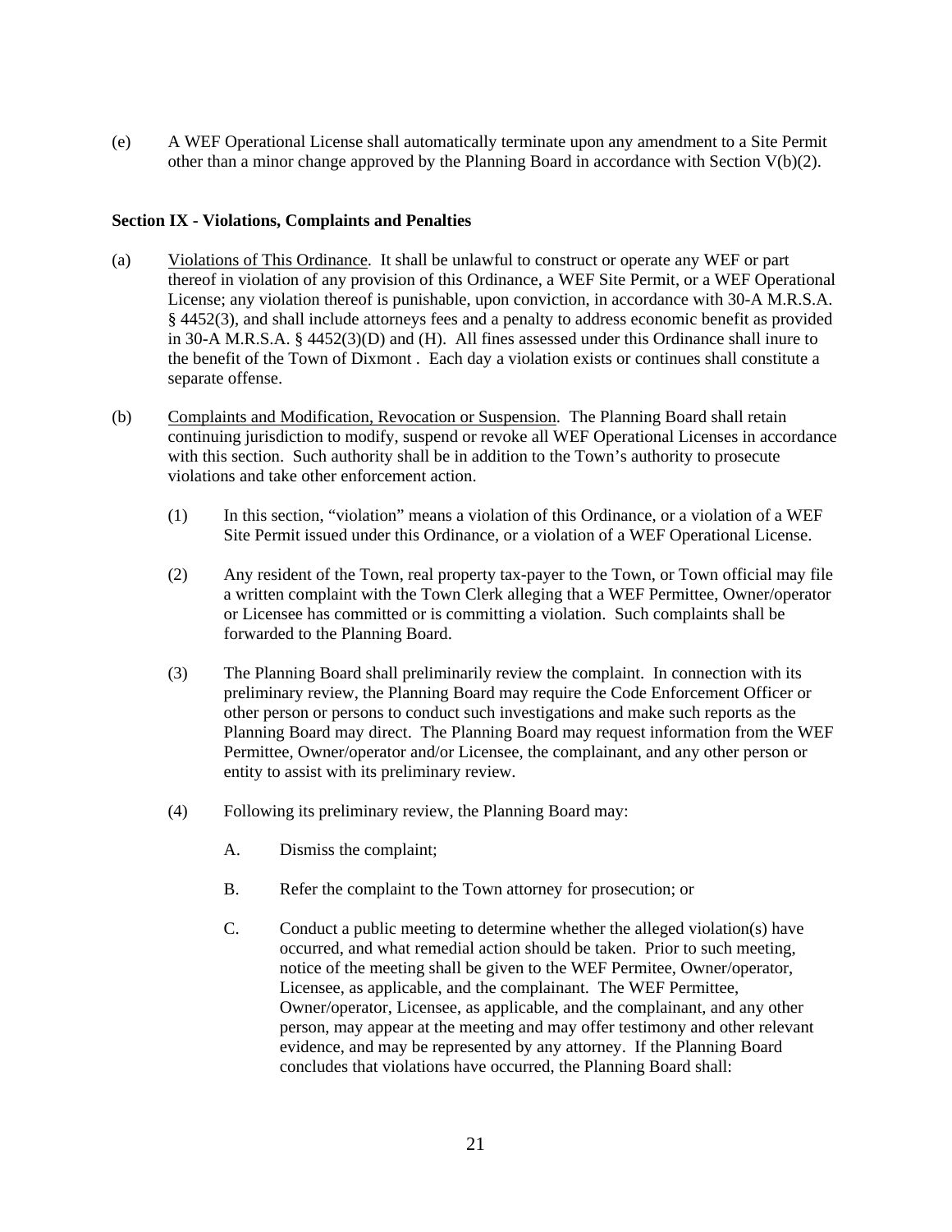(e) A WEF Operational License shall automatically terminate upon any amendment to a Site Permit other than a minor change approved by the Planning Board in accordance with Section V(b)(2).

**Section IX - Violations, Complaints and Penalties**

(a) Violations of This Ordinance. It shall be unlawful to construct or operate any WEF or part thereof in violation of any provision of this Ordinance, a WEF Site Permit, or a WEF Operational License; any violation thereof is punishable, upon conviction, in accordance with 30-A M.R.S.A. § 4452(3), and shall include attorneys fees and a penalty to address economic benefit as provided in 30-A M.R.S.A. § 4452(3)(D) and (H). All fines assessed under this Ordinance shall inure to the benefit of the Town of Dixmont . Each day a violation exists or continues shall constitute a separate offense.

(b) Complaints and Modification, Revocation or Suspension. The Planning Board shall retain continuing jurisdiction to modify, suspend or revoke all WEF Operational Licenses in accordance with this section. Such authority shall be in addition to the Town's authority to prosecute violations and take other enforcement action.

(1) In this section, "violation" means a violation of this Ordinance, or a violation of a WEF Site Permit issued under this Ordinance, or a violation of a WEF Operational License.

(2) Any resident of the Town, real property tax-payer to the Town, or Town official may file a written complaint with the Town Clerk alleging that a WEF Permittee, Owner/operator or Licensee has committed or is committing a violation. Such complaints shall be forwarded to the Planning Board.

(3) The Planning Board shall preliminarily review the complaint. In connection with its preliminary review, the Planning Board may require the Code Enforcement Officer or other person or persons to conduct such investigations and make such reports as the Planning Board may direct. The Planning Board may request information from the WEF Permittee, Owner/operator and/or Licensee, the complainant, and any other person or entity to assist with its preliminary review.

(4) Following its preliminary review, the Planning Board may:

A. Dismiss the complaint;

B. Refer the complaint to the Town attorney for prosecution; or

C. Conduct a public meeting to determine whether the alleged violation(s) have occurred, and what remedial action should be taken. Prior to such meeting, notice of the meeting shall be given to the WEF Permitee, Owner/operator, Licensee, as applicable, and the complainant. The WEF Permittee, Owner/operator, Licensee, as applicable, and the complainant, and any other person, may appear at the meeting and may offer testimony and other relevant evidence, and may be represented by any attorney. If the Planning Board concludes that violations have occurred, the Planning Board shall: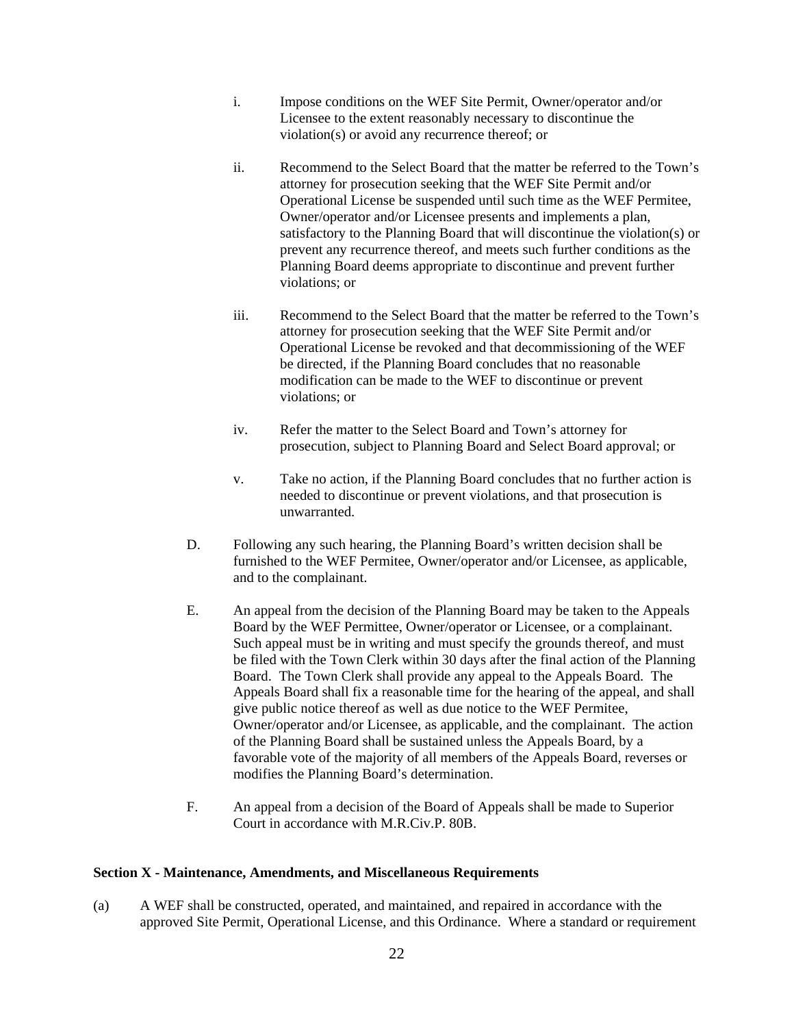i. Impose conditions on the WEF Site Permit, Owner/operator and/or Licensee to the extent reasonably necessary to discontinue the violation(s) or avoid any recurrence thereof; or

ii. Recommend to the Select Board that the matter be referred to the Town's attorney for prosecution seeking that the WEF Site Permit and/or Operational License be suspended until such time as the WEF Permitee, Owner/operator and/or Licensee presents and implements a plan, satisfactory to the Planning Board that will discontinue the violation(s) or prevent any recurrence thereof, and meets such further conditions as the Planning Board deems appropriate to discontinue and prevent further violations; or

iii. Recommend to the Select Board that the matter be referred to the Town's attorney for prosecution seeking that the WEF Site Permit and/or Operational License be revoked and that decommissioning of the WEF be directed, if the Planning Board concludes that no reasonable modification can be made to the WEF to discontinue or prevent violations; or

iv. Refer the matter to the Select Board and Town's attorney for prosecution, subject to Planning Board and Select Board approval; or

v. Take no action, if the Planning Board concludes that no further action is needed to discontinue or prevent violations, and that prosecution is unwarranted.

D. Following any such hearing, the Planning Board's written decision shall be furnished to the WEF Permitee, Owner/operator and/or Licensee, as applicable, and to the complainant.

E. An appeal from the decision of the Planning Board may be taken to the Appeals Board by the WEF Permittee, Owner/operator or Licensee, or a complainant. Such appeal must be in writing and must specify the grounds thereof, and must be filed with the Town Clerk within 30 days after the final action of the Planning Board. The Town Clerk shall provide any appeal to the Appeals Board. The Appeals Board shall fix a reasonable time for the hearing of the appeal, and shall give public notice thereof as well as due notice to the WEF Permitee, Owner/operator and/or Licensee, as applicable, and the complainant. The action of the Planning Board shall be sustained unless the Appeals Board, by a favorable vote of the majority of all members of the Appeals Board, reverses or modifies the Planning Board's determination.

F. An appeal from a decision of the Board of Appeals shall be made to Superior Court in accordance with M.R.Civ.P. 80B.

**Section X - Maintenance, Amendments, and Miscellaneous Requirements**

(a) A WEF shall be constructed, operated, and maintained, and repaired in accordance with the approved Site Permit, Operational License, and this Ordinance. Where a standard or requirement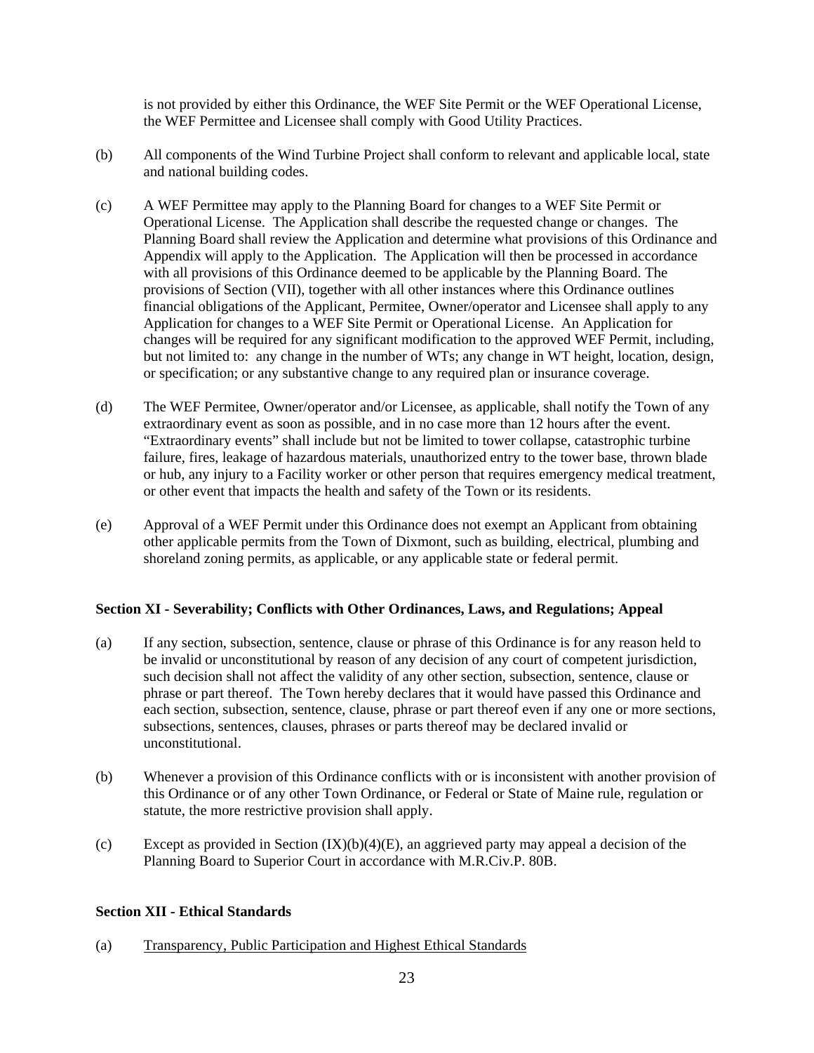is not provided by either this Ordinance, the WEF Site Permit or the WEF Operational License, the WEF Permittee and Licensee shall comply with Good Utility Practices.

(b) All components of the Wind Turbine Project shall conform to relevant and applicable local, state and national building codes.

(c) A WEF Permittee may apply to the Planning Board for changes to a WEF Site Permit or Operational License. The Application shall describe the requested change or changes. The Planning Board shall review the Application and determine what provisions of this Ordinance and Appendix will apply to the Application. The Application will then be processed in accordance with all provisions of this Ordinance deemed to be applicable by the Planning Board. The provisions of Section (VII), together with all other instances where this Ordinance outlines financial obligations of the Applicant, Permitee, Owner/operator and Licensee shall apply to any Application for changes to a WEF Site Permit or Operational License. An Application for changes will be required for any significant modification to the approved WEF Permit, including, but not limited to: any change in the number of WTs; any change in WT height, location, design, or specification; or any substantive change to any required plan or insurance coverage.

(d) The WEF Permitee, Owner/operator and/or Licensee, as applicable, shall notify the Town of any extraordinary event as soon as possible, and in no case more than 12 hours after the event. "Extraordinary events" shall include but not be limited to tower collapse, catastrophic turbine failure, fires, leakage of hazardous materials, unauthorized entry to the tower base, thrown blade or hub, any injury to a Facility worker or other person that requires emergency medical treatment, or other event that impacts the health and safety of the Town or its residents.

(e) Approval of a WEF Permit under this Ordinance does not exempt an Applicant from obtaining other applicable permits from the Town of Dixmont, such as building, electrical, plumbing and shoreland zoning permits, as applicable, or any applicable state or federal permit.

**Section XI - Severability; Conflicts with Other Ordinances, Laws, and Regulations; Appeal**

(a) If any section, subsection, sentence, clause or phrase of this Ordinance is for any reason held to be invalid or unconstitutional by reason of any decision of any court of competent jurisdiction, such decision shall not affect the validity of any other section, subsection, sentence, clause or phrase or part thereof. The Town hereby declares that it would have passed this Ordinance and each section, subsection, sentence, clause, phrase or part thereof even if any one or more sections, subsections, sentences, clauses, phrases or parts thereof may be declared invalid or unconstitutional.

(b) Whenever a provision of this Ordinance conflicts with or is inconsistent with another provision of this Ordinance or of any other Town Ordinance, or Federal or State of Maine rule, regulation or statute, the more restrictive provision shall apply.

(c) Except as provided in Section (IX)(b)(4)(E), an aggrieved party may appeal a decision of the Planning Board to Superior Court in accordance with M.R.Civ.P. 80B.

**Section XII - Ethical Standards**

(a) Transparency, Public Participation and Highest Ethical Standards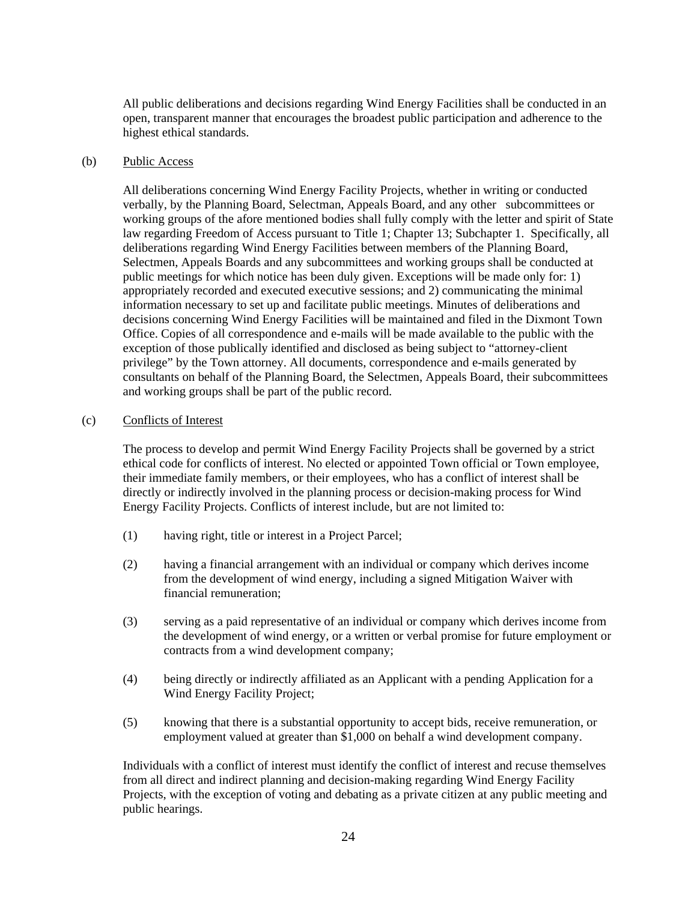All public deliberations and decisions regarding Wind Energy Facilities shall be conducted in an open, transparent manner that encourages the broadest public participation and adherence to the highest ethical standards.

(b) Public Access

All deliberations concerning Wind Energy Facility Projects, whether in writing or conducted verbally, by the Planning Board, Selectman, Appeals Board, and any other subcommittees or working groups of the afore mentioned bodies shall fully comply with the letter and spirit of State law regarding Freedom of Access pursuant to Title 1; Chapter 13; Subchapter 1. Specifically, all deliberations regarding Wind Energy Facilities between members of the Planning Board, Selectmen, Appeals Boards and any subcommittees and working groups shall be conducted at public meetings for which notice has been duly given. Exceptions will be made only for: 1) appropriately recorded and executed executive sessions; and 2) communicating the minimal information necessary to set up and facilitate public meetings. Minutes of deliberations and decisions concerning Wind Energy Facilities will be maintained and filed in the Dixmont Town Office. Copies of all correspondence and e-mails will be made available to the public with the exception of those publically identified and disclosed as being subject to "attorney-client privilege" by the Town attorney. All documents, correspondence and e-mails generated by consultants on behalf of the Planning Board, the Selectmen, Appeals Board, their subcommittees and working groups shall be part of the public record.

(c) Conflicts of Interest

The process to develop and permit Wind Energy Facility Projects shall be governed by a strict ethical code for conflicts of interest. No elected or appointed Town official or Town employee, their immediate family members, or their employees, who has a conflict of interest shall be directly or indirectly involved in the planning process or decision-making process for Wind Energy Facility Projects. Conflicts of interest include, but are not limited to:

(1) having right, title or interest in a Project Parcel;

(2) having a financial arrangement with an individual or company which derives income from the development of wind energy, including a signed Mitigation Waiver with financial remuneration;

(3) serving as a paid representative of an individual or company which derives income from the development of wind energy, or a written or verbal promise for future employment or contracts from a wind development company;

(4) being directly or indirectly affiliated as an Applicant with a pending Application for a Wind Energy Facility Project;

(5) knowing that there is a substantial opportunity to accept bids, receive remuneration, or employment valued at greater than $1,000 on behalf a wind development company.

Individuals with a conflict of interest must identify the conflict of interest and recuse themselves from all direct and indirect planning and decision-making regarding Wind Energy Facility Projects, with the exception of voting and debating as a private citizen at any public meeting and public hearings.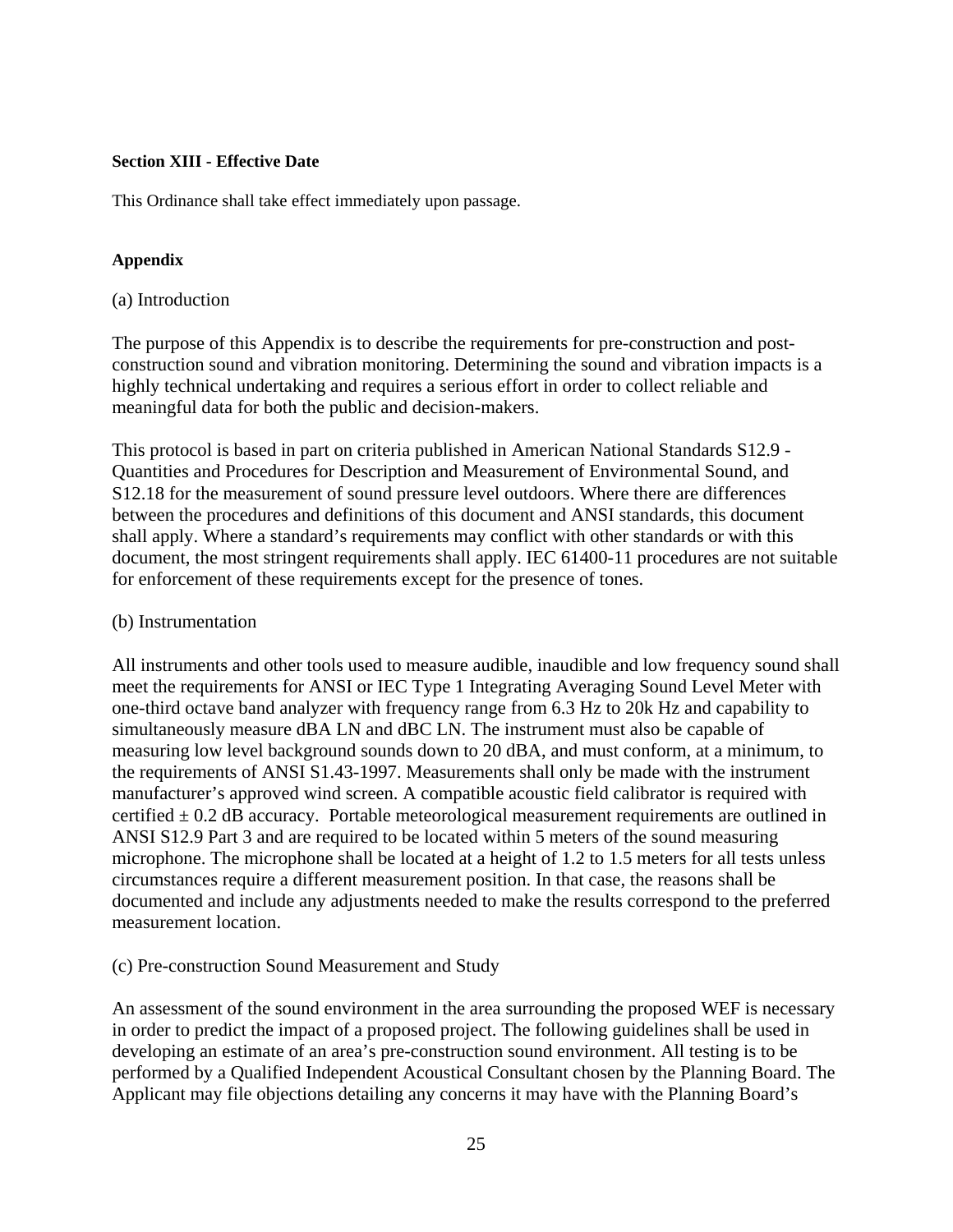**Section XIII - Effective Date**

This Ordinance shall take effect immediately upon passage.

**Appendix**

(a) Introduction

The purpose of this Appendix is to describe the requirements for pre-construction and post-construction sound and vibration monitoring. Determining the sound and vibration impacts is a highly technical undertaking and requires a serious effort in order to collect reliable and meaningful data for both the public and decision-makers.

This protocol is based in part on criteria published in American National Standards S12.9 - Quantities and Procedures for Description and Measurement of Environmental Sound, and S12.18 for the measurement of sound pressure level outdoors. Where there are differences between the procedures and definitions of this document and ANSI standards, this document shall apply. Where a standard's requirements may conflict with other standards or with this document, the most stringent requirements shall apply. IEC 61400-11 procedures are not suitable for enforcement of these requirements except for the presence of tones.

(b) Instrumentation

All instruments and other tools used to measure audible, inaudible and low frequency sound shall meet the requirements for ANSI or IEC Type 1 Integrating Averaging Sound Level Meter with one-third octave band analyzer with frequency range from 6.3 Hz to 20k Hz and capability to simultaneously measure dBA LN and dBC LN. The instrument must also be capable of measuring low level background sounds down to 20 dBA, and must conform, at a minimum, to the requirements of ANSI S1.43-1997. Measurements shall only be made with the instrument manufacturer's approved wind screen. A compatible acoustic field calibrator is required with certified ± 0.2 dB accuracy. Portable meteorological measurement requirements are outlined in ANSI S12.9 Part 3 and are required to be located within 5 meters of the sound measuring microphone. The microphone shall be located at a height of 1.2 to 1.5 meters for all tests unless circumstances require a different measurement position. In that case, the reasons shall be documented and include any adjustments needed to make the results correspond to the preferred measurement location.

(c) Pre-construction Sound Measurement and Study

An assessment of the sound environment in the area surrounding the proposed WEF is necessary in order to predict the impact of a proposed project. The following guidelines shall be used in developing an estimate of an area's pre-construction sound environment. All testing is to be performed by a Qualified Independent Acoustical Consultant chosen by the Planning Board. The Applicant may file objections detailing any concerns it may have with the Planning Board's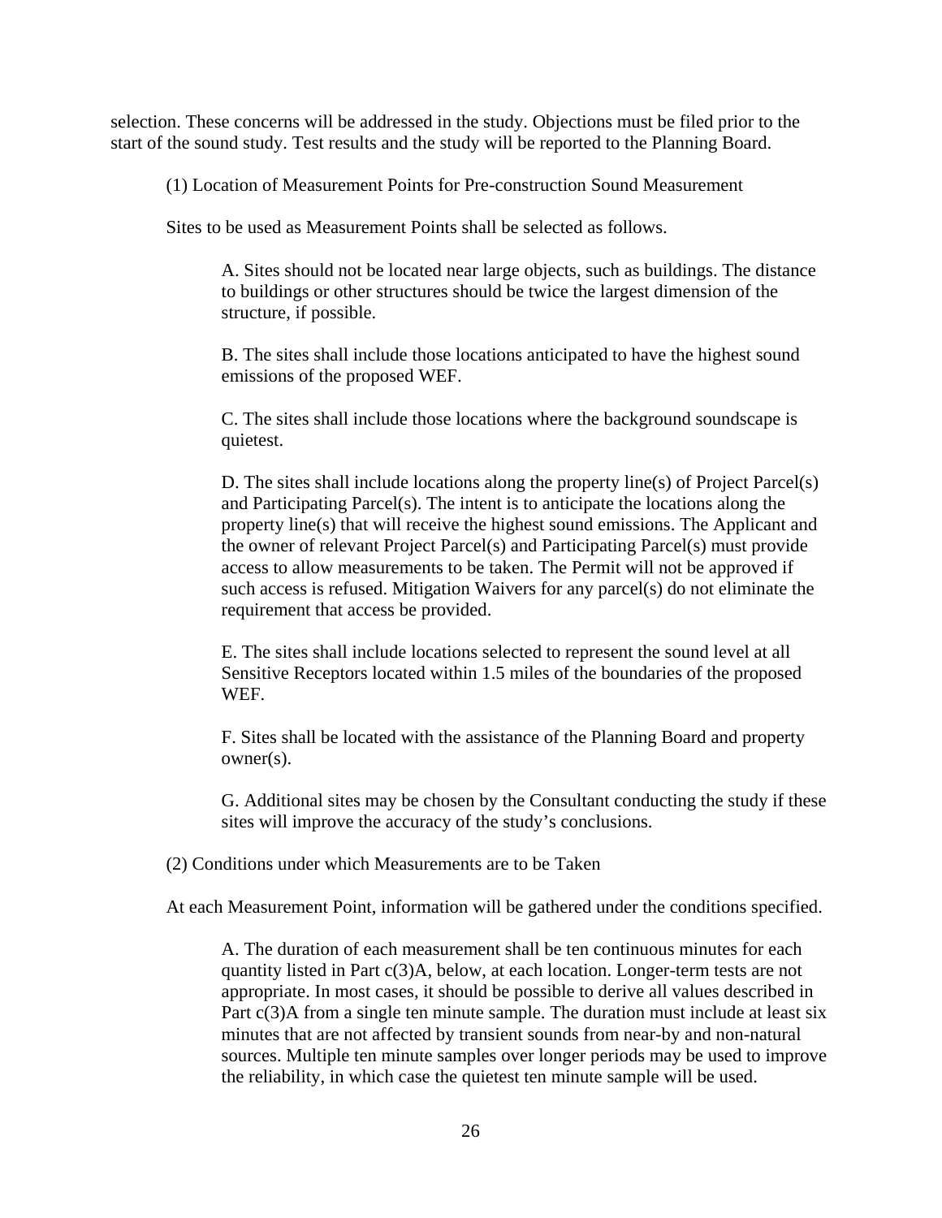selection. These concerns will be addressed in the study. Objections must be filed prior to the start of the sound study. Test results and the study will be reported to the Planning Board.

(1) Location of Measurement Points for Pre-construction Sound Measurement

Sites to be used as Measurement Points shall be selected as follows.

A. Sites should not be located near large objects, such as buildings. The distance to buildings or other structures should be twice the largest dimension of the structure, if possible.

B. The sites shall include those locations anticipated to have the highest sound emissions of the proposed WEF.

C. The sites shall include those locations where the background soundscape is quietest.

D. The sites shall include locations along the property line(s) of Project Parcel(s) and Participating Parcel(s). The intent is to anticipate the locations along the property line(s) that will receive the highest sound emissions. The Applicant and the owner of relevant Project Parcel(s) and Participating Parcel(s) must provide access to allow measurements to be taken. The Permit will not be approved if such access is refused. Mitigation Waivers for any parcel(s) do not eliminate the requirement that access be provided.

E. The sites shall include locations selected to represent the sound level at all Sensitive Receptors located within 1.5 miles of the boundaries of the proposed WEF.

F. Sites shall be located with the assistance of the Planning Board and property owner(s).

G. Additional sites may be chosen by the Consultant conducting the study if these sites will improve the accuracy of the study's conclusions.

(2) Conditions under which Measurements are to be Taken

At each Measurement Point, information will be gathered under the conditions specified.

A. The duration of each measurement shall be ten continuous minutes for each quantity listed in Part c(3)A, below, at each location. Longer-term tests are not appropriate. In most cases, it should be possible to derive all values described in Part c(3)A from a single ten minute sample. The duration must include at least six minutes that are not affected by transient sounds from near-by and non-natural sources. Multiple ten minute samples over longer periods may be used to improve the reliability, in which case the quietest ten minute sample will be used.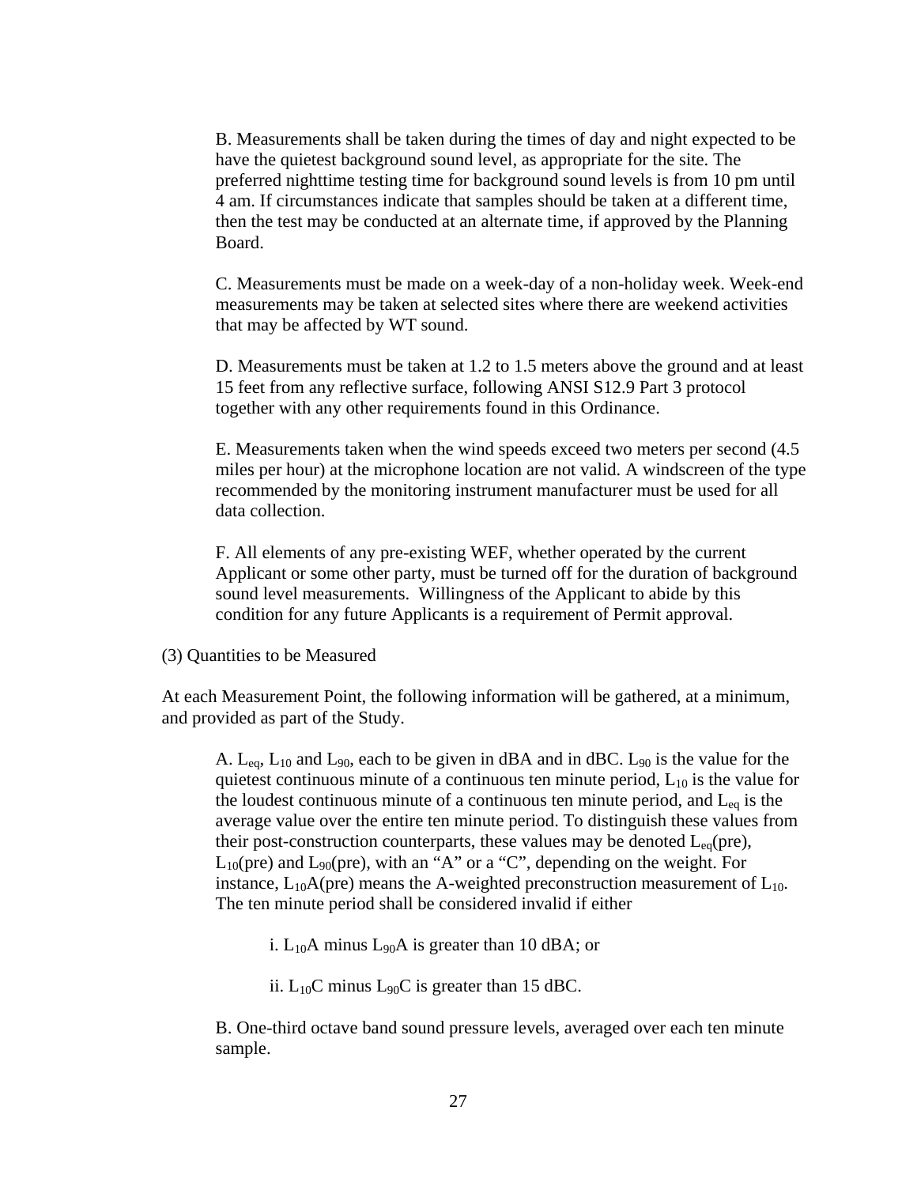B. Measurements shall be taken during the times of day and night expected to be have the quietest background sound level, as appropriate for the site. The preferred nighttime testing time for background sound levels is from 10 pm until 4 am. If circumstances indicate that samples should be taken at a different time, then the test may be conducted at an alternate time, if approved by the Planning Board.

C. Measurements must be made on a week-day of a non-holiday week. Week-end measurements may be taken at selected sites where there are weekend activities that may be affected by WT sound.

D. Measurements must be taken at 1.2 to 1.5 meters above the ground and at least 15 feet from any reflective surface, following ANSI S12.9 Part 3 protocol together with any other requirements found in this Ordinance.

E. Measurements taken when the wind speeds exceed two meters per second (4.5 miles per hour) at the microphone location are not valid. A windscreen of the type recommended by the monitoring instrument manufacturer must be used for all data collection.

F. All elements of any pre-existing WEF, whether operated by the current Applicant or some other party, must be turned off for the duration of background sound level measurements. Willingness of the Applicant to abide by this condition for any future Applicants is a requirement of Permit approval.

(3) Quantities to be Measured

At each Measurement Point, the following information will be gathered, at a minimum, and provided as part of the Study.

A. $L_{eq}$, $L_{10}$ and $L_{90}$, each to be given in dBA and in dBC. $L_{90}$ is the value for the quietest continuous minute of a continuous ten minute period, $L_{10}$ is the value for the loudest continuous minute of a continuous ten minute period, and $L_{eq}$ is the average value over the entire ten minute period. To distinguish these values from their post-construction counterparts, these values may be denoted $L_{eq}$(pre), $L_{10}$(pre) and $L_{90}$(pre), with an "A" or a "C", depending on the weight. For instance, $L_{10}$A(pre) means the A-weighted preconstruction measurement of $L_{10}$. The ten minute period shall be considered invalid if either

i. $L_{10}$A minus $L_{90}$A is greater than 10 dBA; or

ii. $L_{10}$C minus $L_{90}$C is greater than 15 dBC.

B. One-third octave band sound pressure levels, averaged over each ten minute sample.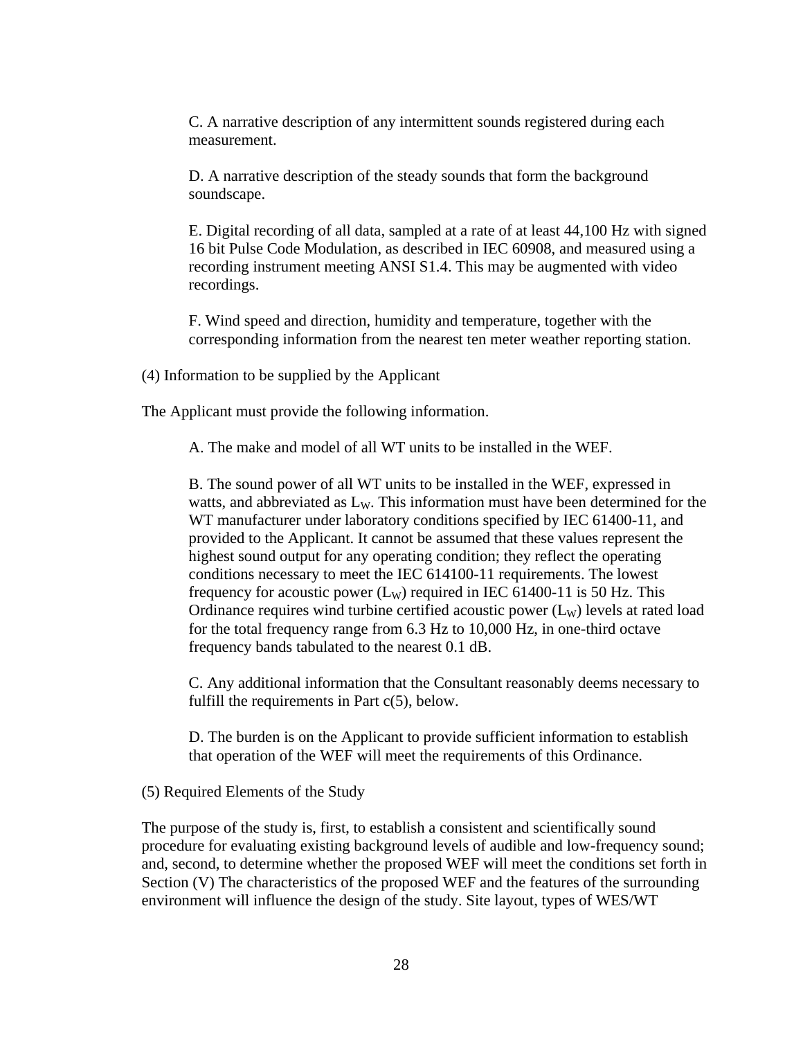C. A narrative description of any intermittent sounds registered during each measurement.

D. A narrative description of the steady sounds that form the background soundscape.

E. Digital recording of all data, sampled at a rate of at least 44,100 Hz with signed 16 bit Pulse Code Modulation, as described in IEC 60908, and measured using a recording instrument meeting ANSI S1.4. This may be augmented with video recordings.

F. Wind speed and direction, humidity and temperature, together with the corresponding information from the nearest ten meter weather reporting station.

(4) Information to be supplied by the Applicant

The Applicant must provide the following information.

A. The make and model of all WT units to be installed in the WEF.

B. The sound power of all WT units to be installed in the WEF, expressed in watts, and abbreviated as $L_W$. This information must have been determined for the WT manufacturer under laboratory conditions specified by IEC 61400-11, and provided to the Applicant. It cannot be assumed that these values represent the highest sound output for any operating condition; they reflect the operating conditions necessary to meet the IEC 614100-11 requirements. The lowest frequency for acoustic power ($L_W$) required in IEC 61400-11 is 50 Hz. This Ordinance requires wind turbine certified acoustic power ($L_W$) levels at rated load for the total frequency range from 6.3 Hz to 10,000 Hz, in one-third octave frequency bands tabulated to the nearest 0.1 dB.

C. Any additional information that the Consultant reasonably deems necessary to fulfill the requirements in Part c(5), below.

D. The burden is on the Applicant to provide sufficient information to establish that operation of the WEF will meet the requirements of this Ordinance.

(5) Required Elements of the Study

The purpose of the study is, first, to establish a consistent and scientifically sound procedure for evaluating existing background levels of audible and low-frequency sound; and, second, to determine whether the proposed WEF will meet the conditions set forth in Section (V) The characteristics of the proposed WEF and the features of the surrounding environment will influence the design of the study. Site layout, types of WES/WT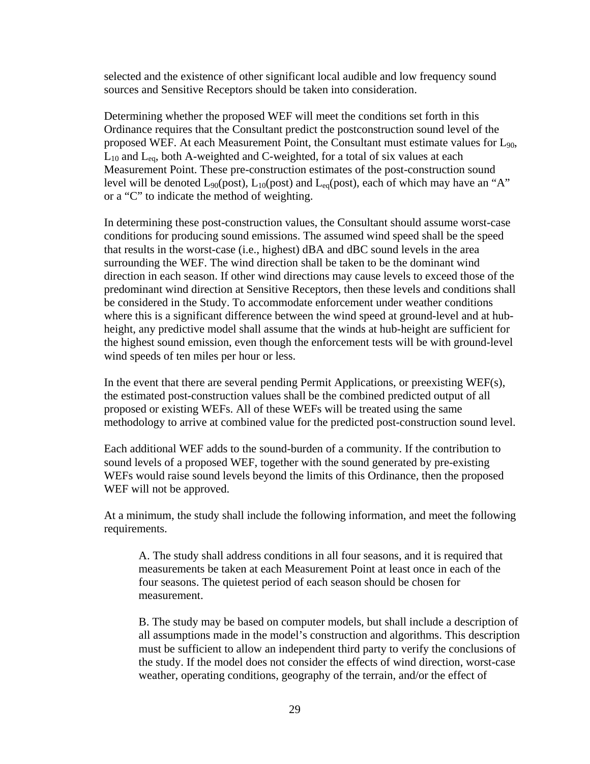selected and the existence of other significant local audible and low frequency sound sources and Sensitive Receptors should be taken into consideration.

Determining whether the proposed WEF will meet the conditions set forth in this Ordinance requires that the Consultant predict the postconstruction sound level of the proposed WEF. At each Measurement Point, the Consultant must estimate values for $L_{90}$, $L_{10}$ and $L_{eq}$, both A-weighted and C-weighted, for a total of six values at each Measurement Point. These pre-construction estimates of the post-construction sound level will be denoted $L_{90}$(post), $L_{10}$(post) and $L_{eq}$(post), each of which may have an "A" or a "C" to indicate the method of weighting.

In determining these post-construction values, the Consultant should assume worst-case conditions for producing sound emissions. The assumed wind speed shall be the speed that results in the worst-case (i.e., highest) dBA and dBC sound levels in the area surrounding the WEF. The wind direction shall be taken to be the dominant wind direction in each season. If other wind directions may cause levels to exceed those of the predominant wind direction at Sensitive Receptors, then these levels and conditions shall be considered in the Study. To accommodate enforcement under weather conditions where this is a significant difference between the wind speed at ground-level and at hub-height, any predictive model shall assume that the winds at hub-height are sufficient for the highest sound emission, even though the enforcement tests will be with ground-level wind speeds of ten miles per hour or less.

In the event that there are several pending Permit Applications, or preexisting WEF(s), the estimated post-construction values shall be the combined predicted output of all proposed or existing WEFs. All of these WEFs will be treated using the same methodology to arrive at combined value for the predicted post-construction sound level.

Each additional WEF adds to the sound-burden of a community. If the contribution to sound levels of a proposed WEF, together with the sound generated by pre-existing WEFs would raise sound levels beyond the limits of this Ordinance, then the proposed WEF will not be approved.

At a minimum, the study shall include the following information, and meet the following requirements.

A. The study shall address conditions in all four seasons, and it is required that measurements be taken at each Measurement Point at least once in each of the four seasons. The quietest period of each season should be chosen for measurement.

B. The study may be based on computer models, but shall include a description of all assumptions made in the model's construction and algorithms. This description must be sufficient to allow an independent third party to verify the conclusions of the study. If the model does not consider the effects of wind direction, worst-case weather, operating conditions, geography of the terrain, and/or the effect of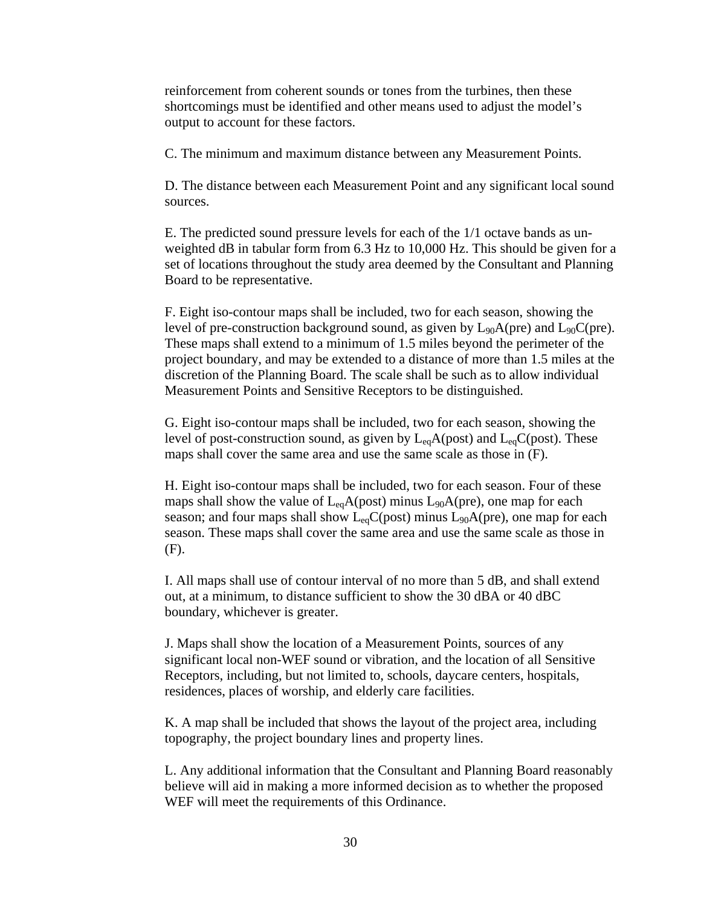reinforcement from coherent sounds or tones from the turbines, then these shortcomings must be identified and other means used to adjust the model's output to account for these factors.

C. The minimum and maximum distance between any Measurement Points.

D. The distance between each Measurement Point and any significant local sound sources.

E. The predicted sound pressure levels for each of the 1/1 octave bands as un-weighted dB in tabular form from 6.3 Hz to 10,000 Hz. This should be given for a set of locations throughout the study area deemed by the Consultant and Planning Board to be representative.

F. Eight iso-contour maps shall be included, two for each season, showing the level of pre-construction background sound, as given by $L_{90}$A(pre) and $L_{90}$C(pre). These maps shall extend to a minimum of 1.5 miles beyond the perimeter of the project boundary, and may be extended to a distance of more than 1.5 miles at the discretion of the Planning Board. The scale shall be such as to allow individual Measurement Points and Sensitive Receptors to be distinguished.

G. Eight iso-contour maps shall be included, two for each season, showing the level of post-construction sound, as given by $L_{eq}$A(post) and $L_{eq}$C(post). These maps shall cover the same area and use the same scale as those in (F).

H. Eight iso-contour maps shall be included, two for each season. Four of these maps shall show the value of $L_{eq}$A(post) minus $L_{90}$A(pre), one map for each season; and four maps shall show $L_{eq}$C(post) minus $L_{90}$A(pre), one map for each season. These maps shall cover the same area and use the same scale as those in (F).

I. All maps shall use of contour interval of no more than 5 dB, and shall extend out, at a minimum, to distance sufficient to show the 30 dBA or 40 dBC boundary, whichever is greater.

J. Maps shall show the location of a Measurement Points, sources of any significant local non-WEF sound or vibration, and the location of all Sensitive Receptors, including, but not limited to, schools, daycare centers, hospitals, residences, places of worship, and elderly care facilities.

K. A map shall be included that shows the layout of the project area, including topography, the project boundary lines and property lines.

L. Any additional information that the Consultant and Planning Board reasonably believe will aid in making a more informed decision as to whether the proposed WEF will meet the requirements of this Ordinance.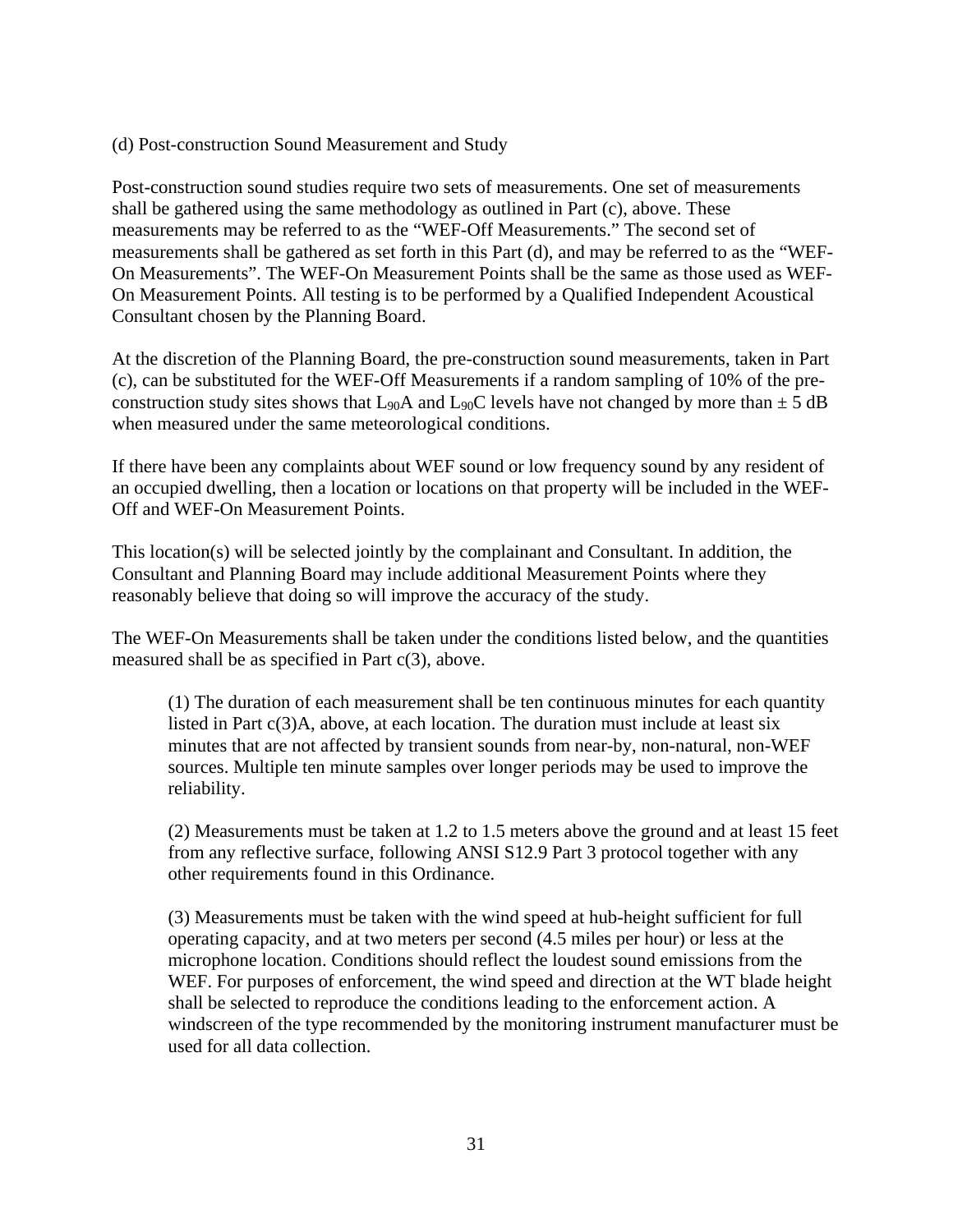(d) Post-construction Sound Measurement and Study

Post-construction sound studies require two sets of measurements. One set of measurements shall be gathered using the same methodology as outlined in Part (c), above. These measurements may be referred to as the "WEF-Off Measurements." The second set of measurements shall be gathered as set forth in this Part (d), and may be referred to as the "WEF-On Measurements". The WEF-On Measurement Points shall be the same as those used as WEF-On Measurement Points. All testing is to be performed by a Qualified Independent Acoustical Consultant chosen by the Planning Board.

At the discretion of the Planning Board, the pre-construction sound measurements, taken in Part (c), can be substituted for the WEF-Off Measurements if a random sampling of 10% of the pre-construction study sites shows that $L_{90}A$ and $L_{90}C$ levels have not changed by more than ± 5 dB when measured under the same meteorological conditions.

If there have been any complaints about WEF sound or low frequency sound by any resident of an occupied dwelling, then a location or locations on that property will be included in the WEF-Off and WEF-On Measurement Points.

This location(s) will be selected jointly by the complainant and Consultant. In addition, the Consultant and Planning Board may include additional Measurement Points where they reasonably believe that doing so will improve the accuracy of the study.

The WEF-On Measurements shall be taken under the conditions listed below, and the quantities measured shall be as specified in Part c(3), above.

(1) The duration of each measurement shall be ten continuous minutes for each quantity listed in Part c(3)A, above, at each location. The duration must include at least six minutes that are not affected by transient sounds from near-by, non-natural, non-WEF sources. Multiple ten minute samples over longer periods may be used to improve the reliability.

(2) Measurements must be taken at 1.2 to 1.5 meters above the ground and at least 15 feet from any reflective surface, following ANSI S12.9 Part 3 protocol together with any other requirements found in this Ordinance.

(3) Measurements must be taken with the wind speed at hub-height sufficient for full operating capacity, and at two meters per second (4.5 miles per hour) or less at the microphone location. Conditions should reflect the loudest sound emissions from the WEF. For purposes of enforcement, the wind speed and direction at the WT blade height shall be selected to reproduce the conditions leading to the enforcement action. A windscreen of the type recommended by the monitoring instrument manufacturer must be used for all data collection.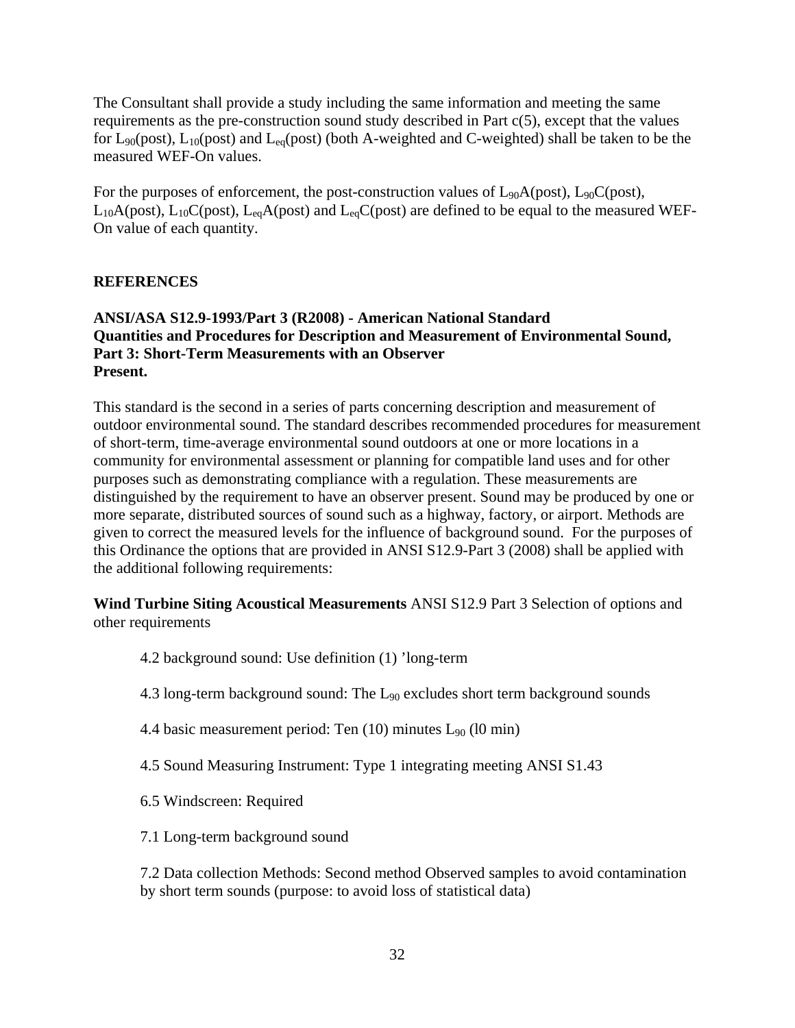The Consultant shall provide a study including the same information and meeting the same requirements as the pre-construction sound study described in Part c(5), except that the values for $L_{90}$(post), $L_{10}$(post) and $L_{eq}$(post) (both A-weighted and C-weighted) shall be taken to be the measured WEF-On values.

For the purposes of enforcement, the post-construction values of $L_{90}$A(post), $L_{90}$C(post), $L_{10}$A(post), $L_{10}$C(post), $L_{eq}$A(post) and $L_{eq}$C(post) are defined to be equal to the measured WEF-On value of each quantity.

## REFERENCES

**ANSI/ASA S12.9-1993/Part 3 (R2008) - American National Standard Quantities and Procedures for Description and Measurement of Environmental Sound, Part 3: Short-Term Measurements with an Observer Present.**

This standard is the second in a series of parts concerning description and measurement of outdoor environmental sound. The standard describes recommended procedures for measurement of short-term, time-average environmental sound outdoors at one or more locations in a community for environmental assessment or planning for compatible land uses and for other purposes such as demonstrating compliance with a regulation. These measurements are distinguished by the requirement to have an observer present. Sound may be produced by one or more separate, distributed sources of sound such as a highway, factory, or airport. Methods are given to correct the measured levels for the influence of background sound. For the purposes of this Ordinance the options that are provided in ANSI S12.9-Part 3 (2008) shall be applied with the additional following requirements:

**Wind Turbine Siting Acoustical Measurements** ANSI S12.9 Part 3 Selection of options and other requirements

4.2 background sound: Use definition (1) 'long-term

4.3 long-term background sound: The $L_{90}$ excludes short term background sounds

4.4 basic measurement period: Ten (10) minutes $L_{90}$ (l0 min)

4.5 Sound Measuring Instrument: Type 1 integrating meeting ANSI S1.43

6.5 Windscreen: Required

7.1 Long-term background sound

7.2 Data collection Methods: Second method Observed samples to avoid contamination by short term sounds (purpose: to avoid loss of statistical data)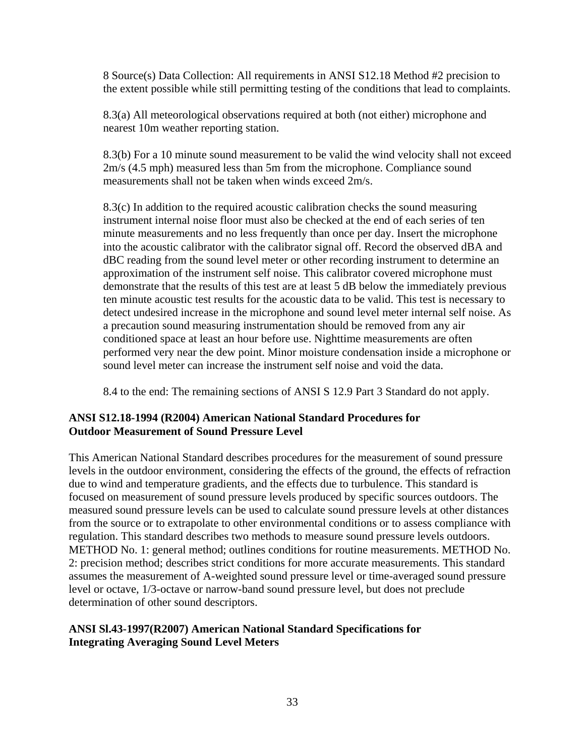8 Source(s) Data Collection: All requirements in ANSI S12.18 Method #2 precision to the extent possible while still permitting testing of the conditions that lead to complaints.

8.3(a) All meteorological observations required at both (not either) microphone and nearest 10m weather reporting station.

8.3(b) For a 10 minute sound measurement to be valid the wind velocity shall not exceed 2m/s (4.5 mph) measured less than 5m from the microphone. Compliance sound measurements shall not be taken when winds exceed 2m/s.

8.3(c) In addition to the required acoustic calibration checks the sound measuring instrument internal noise floor must also be checked at the end of each series of ten minute measurements and no less frequently than once per day. Insert the microphone into the acoustic calibrator with the calibrator signal off. Record the observed dBA and dBC reading from the sound level meter or other recording instrument to determine an approximation of the instrument self noise. This calibrator covered microphone must demonstrate that the results of this test are at least 5 dB below the immediately previous ten minute acoustic test results for the acoustic data to be valid. This test is necessary to detect undesired increase in the microphone and sound level meter internal self noise. As a precaution sound measuring instrumentation should be removed from any air conditioned space at least an hour before use. Nighttime measurements are often performed very near the dew point. Minor moisture condensation inside a microphone or sound level meter can increase the instrument self noise and void the data.

8.4 to the end: The remaining sections of ANSI S 12.9 Part 3 Standard do not apply.

**ANSI S12.18-1994 (R2004) American National Standard Procedures for Outdoor Measurement of Sound Pressure Level**

This American National Standard describes procedures for the measurement of sound pressure levels in the outdoor environment, considering the effects of the ground, the effects of refraction due to wind and temperature gradients, and the effects due to turbulence. This standard is focused on measurement of sound pressure levels produced by specific sources outdoors. The measured sound pressure levels can be used to calculate sound pressure levels at other distances from the source or to extrapolate to other environmental conditions or to assess compliance with regulation. This standard describes two methods to measure sound pressure levels outdoors. METHOD No. 1: general method; outlines conditions for routine measurements. METHOD No. 2: precision method; describes strict conditions for more accurate measurements. This standard assumes the measurement of A-weighted sound pressure level or time-averaged sound pressure level or octave, 1/3-octave or narrow-band sound pressure level, but does not preclude determination of other sound descriptors.

**ANSI Sl.43-1997(R2007) American National Standard Specifications for Integrating Averaging Sound Level Meters**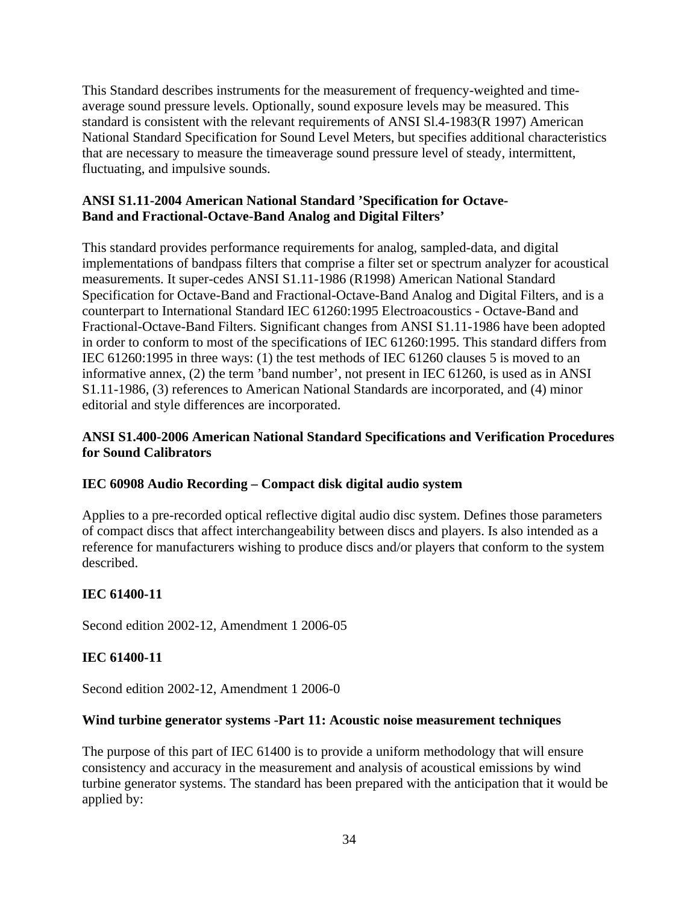This Standard describes instruments for the measurement of frequency-weighted and time-average sound pressure levels. Optionally, sound exposure levels may be measured. This standard is consistent with the relevant requirements of ANSI Sl.4-1983(R 1997) American National Standard Specification for Sound Level Meters, but specifies additional characteristics that are necessary to measure the timeaverage sound pressure level of steady, intermittent, fluctuating, and impulsive sounds.

**ANSI S1.11-2004 American National Standard ’Specification for Octave-Band and Fractional-Octave-Band Analog and Digital Filters’**

This standard provides performance requirements for analog, sampled-data, and digital implementations of bandpass filters that comprise a filter set or spectrum analyzer for acoustical measurements. It super-cedes ANSI S1.11-1986 (R1998) American National Standard Specification for Octave-Band and Fractional-Octave-Band Analog and Digital Filters, and is a counterpart to International Standard IEC 61260:1995 Electroacoustics - Octave-Band and Fractional-Octave-Band Filters. Significant changes from ANSI S1.11-1986 have been adopted in order to conform to most of the specifications of IEC 61260:1995. This standard differs from IEC 61260:1995 in three ways: (1) the test methods of IEC 61260 clauses 5 is moved to an informative annex, (2) the term ’band number’, not present in IEC 61260, is used as in ANSI S1.11-1986, (3) references to American National Standards are incorporated, and (4) minor editorial and style differences are incorporated.

**ANSI S1.400-2006 American National Standard Specifications and Verification Procedures for Sound Calibrators**

**IEC 60908 Audio Recording – Compact disk digital audio system**

Applies to a pre-recorded optical reflective digital audio disc system. Defines those parameters of compact discs that affect interchangeability between discs and players. Is also intended as a reference for manufacturers wishing to produce discs and/or players that conform to the system described.

**IEC 61400-11**

Second edition 2002-12, Amendment 1 2006-05

**IEC 61400-11**

Second edition 2002-12, Amendment 1 2006-0

**Wind turbine generator systems -Part 11: Acoustic noise measurement techniques**

The purpose of this part of IEC 61400 is to provide a uniform methodology that will ensure consistency and accuracy in the measurement and analysis of acoustical emissions by wind turbine generator systems. The standard has been prepared with the anticipation that it would be applied by: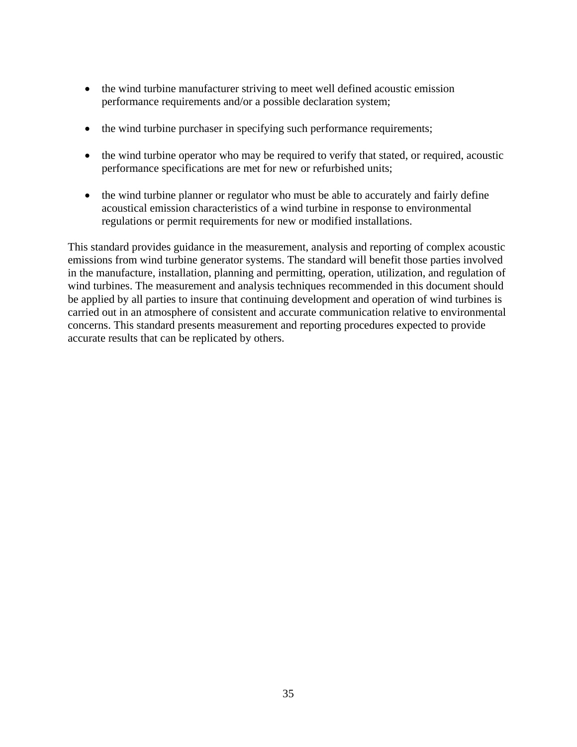- the wind turbine manufacturer striving to meet well defined acoustic emission performance requirements and/or a possible declaration system;
- the wind turbine purchaser in specifying such performance requirements;
- the wind turbine operator who may be required to verify that stated, or required, acoustic performance specifications are met for new or refurbished units;
- the wind turbine planner or regulator who must be able to accurately and fairly define acoustical emission characteristics of a wind turbine in response to environmental regulations or permit requirements for new or modified installations.

This standard provides guidance in the measurement, analysis and reporting of complex acoustic emissions from wind turbine generator systems. The standard will benefit those parties involved in the manufacture, installation, planning and permitting, operation, utilization, and regulation of wind turbines. The measurement and analysis techniques recommended in this document should be applied by all parties to insure that continuing development and operation of wind turbines is carried out in an atmosphere of consistent and accurate communication relative to environmental concerns. This standard presents measurement and reporting procedures expected to provide accurate results that can be replicated by others.